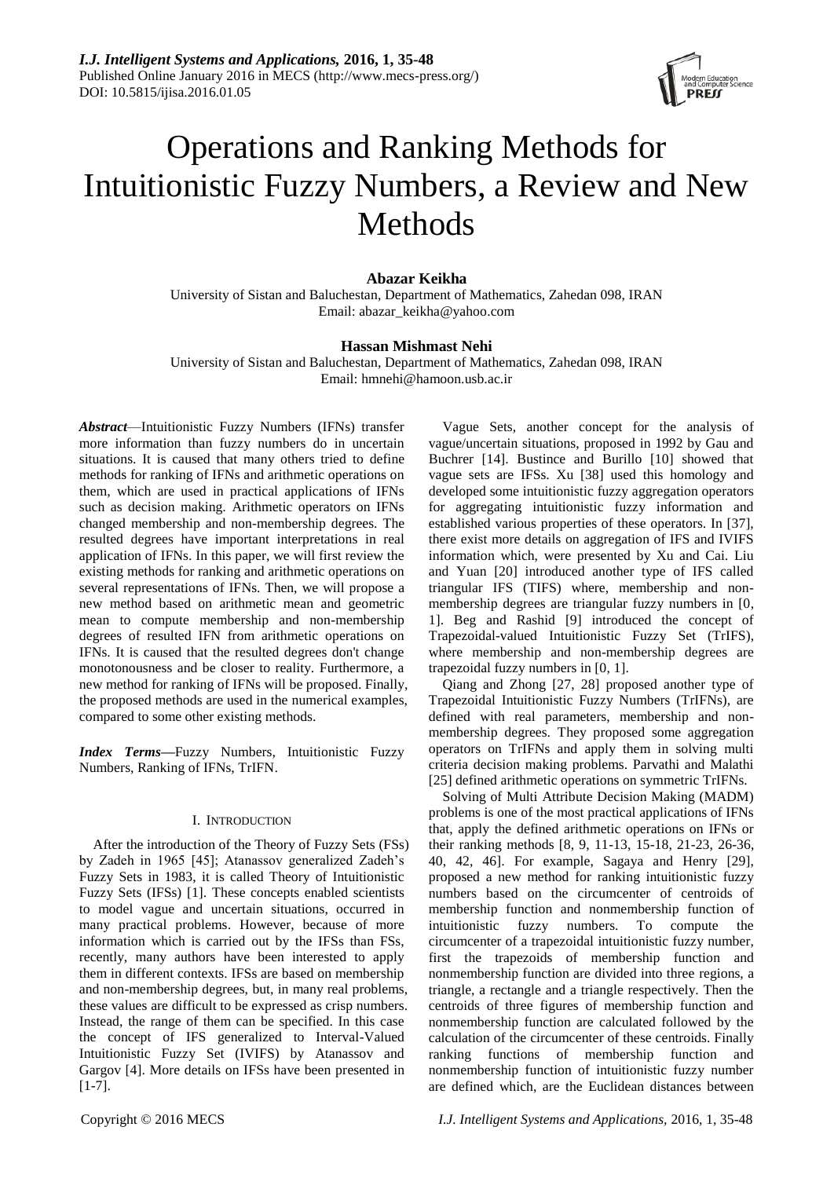# Operations and Ranking Methods for Intuitionistic Fuzzy Numbers, a Review and New Methods

**Abazar Keikha**

University of Sistan and Baluchestan, Department of Mathematics, Zahedan 098, IRAN
Email: abazar_keikha@yahoo.com

**Hassan Mishmast Nehi**

University of Sistan and Baluchestan, Department of Mathematics, Zahedan 098, IRAN
Email: hmnehi@hamoon.usb.ac.ir

***Abstract*****—**Intuitionistic Fuzzy Numbers (IFNs) transfer more information than fuzzy numbers do in uncertain situations. It is caused that many others tried to define methods for ranking of IFNs and arithmetic operations on them, which are used in practical applications of IFNs such as decision making. Arithmetic operators on IFNs changed membership and non-membership degrees. The resulted degrees have important interpretations in real application of IFNs. In this paper, we will first review the existing methods for ranking and arithmetic operations on several representations of IFNs. Then, we will propose a new method based on arithmetic mean and geometric mean to compute membership and non-membership degrees of resulted IFN from arithmetic operations on IFNs. It is caused that the resulted degrees don't change monotonousness and be closer to reality. Furthermore, a new method for ranking of IFNs will be proposed. Finally, the proposed methods are used in the numerical examples, compared to some other existing methods.

***Index Terms*****—**Fuzzy Numbers, Intuitionistic Fuzzy Numbers, Ranking of IFNs, TrIFN.

## I. Introduction

After the introduction of the Theory of Fuzzy Sets (FSs) by Zadeh in 1965 [45]; Atanassov generalized Zadeh's Fuzzy Sets in 1983, it is called Theory of Intuitionistic Fuzzy Sets (IFSs) [1]. These concepts enabled scientists to model vague and uncertain situations, occurred in many practical problems. However, because of more information which is carried out by the IFSs than FSs, recently, many authors have been interested to apply them in different contexts. IFSs are based on membership and non-membership degrees, but, in many real problems, these values are difficult to be expressed as crisp numbers. Instead, the range of them can be specified. In this case the concept of IFS generalized to Interval-Valued Intuitionistic Fuzzy Set (IVIFS) by Atanassov and Gargov [4]. More details on IFSs have been presented in [1-7].

Vague Sets, another concept for the analysis of vague/uncertain situations, proposed in 1992 by Gau and Buchrer [14]. Bustince and Burillo [10] showed that vague sets are IFSs. Xu [38] used this homology and developed some intuitionistic fuzzy aggregation operators for aggregating intuitionistic fuzzy information and established various properties of these operators. In [37], there exist more details on aggregation of IFS and IVIFS information which, were presented by Xu and Cai. Liu and Yuan [20] introduced another type of IFS called triangular IFS (TIFS) where, membership and non-membership degrees are triangular fuzzy numbers in [0, 1]. Beg and Rashid [9] introduced the concept of Trapezoidal-valued Intuitionistic Fuzzy Set (TrIFS), where membership and non-membership degrees are trapezoidal fuzzy numbers in [0, 1].

Qiang and Zhong [27, 28] proposed another type of Trapezoidal Intuitionistic Fuzzy Numbers (TrIFNs), are defined with real parameters, membership and non-membership degrees. They proposed some aggregation operators on TrIFNs and apply them in solving multi criteria decision making problems. Parvathi and Malathi [25] defined arithmetic operations on symmetric TrIFNs.

Solving of Multi Attribute Decision Making (MADM) problems is one of the most practical applications of IFNs that, apply the defined arithmetic operations on IFNs or their ranking methods [8, 9, 11-13, 15-18, 21-23, 26-36, 40, 42, 46]. For example, Sagaya and Henry [29], proposed a new method for ranking intuitionistic fuzzy numbers based on the circumcenter of centroids of membership function and nonmembership function of intuitionistic fuzzy numbers. To compute the circumcenter of a trapezoidal intuitionistic fuzzy number, first the trapezoids of membership function and nonmembership function are divided into three regions, a triangle, a rectangle and a triangle respectively. Then the centroids of three figures of membership function and nonmembership function are calculated followed by the calculation of the circumcenter of these centroids. Finally ranking functions of membership function and nonmembership function of intuitionistic fuzzy number are defined which, are the Euclidean distances between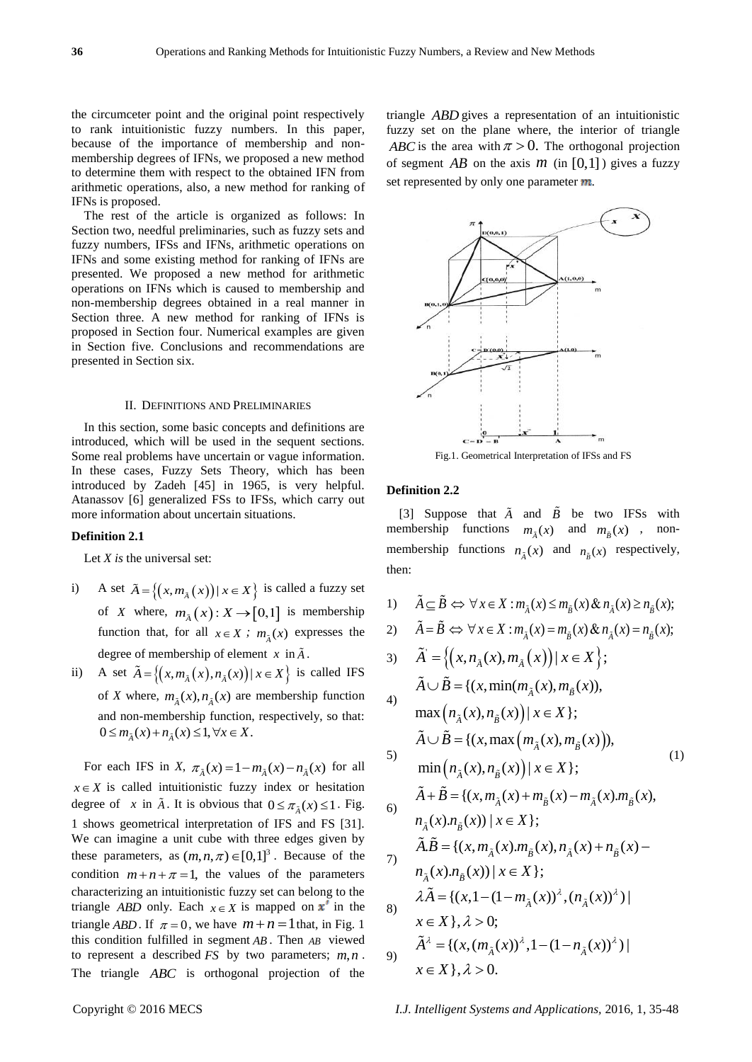the circumceter point and the original point respectively to rank intuitionistic fuzzy numbers. In this paper, because of the importance of membership and non-membership degrees of IFNs, we proposed a new method to determine them with respect to the obtained IFN from arithmetic operations, also, a new method for ranking of IFNs is proposed.

The rest of the article is organized as follows: In Section two, needful preliminaries, such as fuzzy sets and fuzzy numbers, IFSs and IFNs, arithmetic operations on IFNs and some existing method for ranking of IFNs are presented. We proposed a new method for arithmetic operations on IFNs which is caused to membership and non-membership degrees obtained in a real manner in Section three. A new method for ranking of IFNs is proposed in Section four. Numerical examples are given in Section five. Conclusions and recommendations are presented in Section six.

## II. Definitions and Preliminaries

In this section, some basic concepts and definitions are introduced, which will be used in the sequent sections. Some real problems have uncertain or vague information. In these cases, Fuzzy Sets Theory, which has been introduced by Zadeh [45] in 1965, is very helpful. Atanassov [6] generalized FSs to IFSs, which carry out more information about uncertain situations.

### Definition 2.1

Let *X is* the universal set:

i) A set $\tilde{A}=\{(x,m_{\tilde{A}}(x))\mid x\in X\}$ is called a fuzzy set of $X$ where, $m_{\tilde{A}}(x): X\to[0,1]$ is membership function that, for all $x\in X$ ; $m_{\tilde{A}}(x)$ expresses the degree of membership of element $x$ in $\tilde{A}$.

ii) A set $\tilde{A}=\{(x,m_{\tilde{A}}(x),n_{\tilde{A}}(x))\mid x\in X\}$ is called IFS of *X* where, $m_{\tilde{A}}(x),n_{\tilde{A}}(x)$ are membership function and non-membership function, respectively, so that: $0\le m_{\tilde{A}}(x)+n_{\tilde{A}}(x)\le 1,\forall x\in X.$

For each IFS in *X*, $\pi_{\tilde{A}}(x)=1-m_{\tilde{A}}(x)-n_{\tilde{A}}(x)$ for all $x\in X$ is called intuitionistic fuzzy index or hesitation degree of $x$ in $\tilde{A}$. It is obvious that $0\le\pi_{\tilde{A}}(x)\le 1$. Fig. 1 shows geometrical interpretation of IFS and FS [31]. We can imagine a unit cube with three edges given by these parameters, as $(m,n,\pi)\in[0,1]^3$. Because of the condition $m+n+\pi=1$, the values of the parameters characterizing an intuitionistic fuzzy set can belong to the triangle $ABD$ only. Each $x\in X$ is mapped on $x''$ in the triangle $ABD$. If $\pi=0$, we have $m+n=1$ that, in Fig. 1 this condition fulfilled in segment $AB$. Then $AB$ viewed to represent a described $FS$ by two parameters; $m,n$. The triangle $ABC$ is orthogonal projection of the triangle $ABD$ gives a representation of an intuitionistic fuzzy set on the plane where, the interior of triangle $ABC$ is the area with $\pi>0$. The orthogonal projection of segment $AB$ on the axis $m$ (in $[0,1]$) gives a fuzzy set represented by only one parameter $m$.

Fig.1. Geometrical Interpretation of IFSs and FS

### Definition 2.2

[3] Suppose that $\tilde{A}$ and $\tilde{B}$ be two IFSs with membership functions $m_{\tilde{A}}(x)$ and $m_{\tilde{B}}(x)$, non-membership functions $n_{\tilde{A}}(x)$ and $n_{\tilde{B}}(x)$ respectively, then:

$$
\begin{aligned}
&1)\quad \tilde{A}\subseteq\tilde{B}\Leftrightarrow\forall x\in X: m_{\tilde{A}}(x)\le m_{\tilde{B}}(x)\ \&\ n_{\tilde{A}}(x)\ge n_{\tilde{B}}(x);\\
&2)\quad \tilde{A}=\tilde{B}\Leftrightarrow\forall x\in X: m_{\tilde{A}}(x)=m_{\tilde{B}}(x)\ \&\ n_{\tilde{A}}(x)=n_{\tilde{B}}(x);\\
&3)\quad \tilde{A}'=\{(x,n_{\tilde{A}}(x),m_{\tilde{A}}(x))\mid x\in X\};\\
&4)\quad \tilde{A}\cup\tilde{B}=\{(x,\min(m_{\tilde{A}}(x),m_{\tilde{B}}(x)),\max(n_{\tilde{A}}(x),n_{\tilde{B}}(x))\mid x\in X\};\\
&5)\quad \tilde{A}\cup\tilde{B}=\{(x,\max(m_{\tilde{A}}(x),m_{\tilde{B}}(x)),\min(n_{\tilde{A}}(x),n_{\tilde{B}}(x))\mid x\in X\};\\
&6)\quad \tilde{A}+\tilde{B}=\{(x,m_{\tilde{A}}(x)+m_{\tilde{B}}(x)-m_{\tilde{A}}(x).m_{\tilde{B}}(x),n_{\tilde{A}}(x).n_{\tilde{B}}(x))\mid x\in X\};\\
&7)\quad \tilde{A}.\tilde{B}=\{(x,m_{\tilde{A}}(x).m_{\tilde{B}}(x),n_{\tilde{A}}(x)+n_{\tilde{B}}(x)-n_{\tilde{A}}(x).n_{\tilde{B}}(x))\mid x\in X\};\\
&8)\quad \lambda\tilde{A}=\{(x,1-(1-m_{\tilde{A}}(x))^{\lambda},(n_{\tilde{A}}(x))^{\lambda})\mid x\in X\},\lambda>0;\\
&9)\quad \tilde{A}^{\lambda}=\{(x,(m_{\tilde{A}}(x))^{\lambda},1-(1-n_{\tilde{A}}(x))^{\lambda})\mid x\in X\},\lambda>0.
\end{aligned}
\tag{1}
$$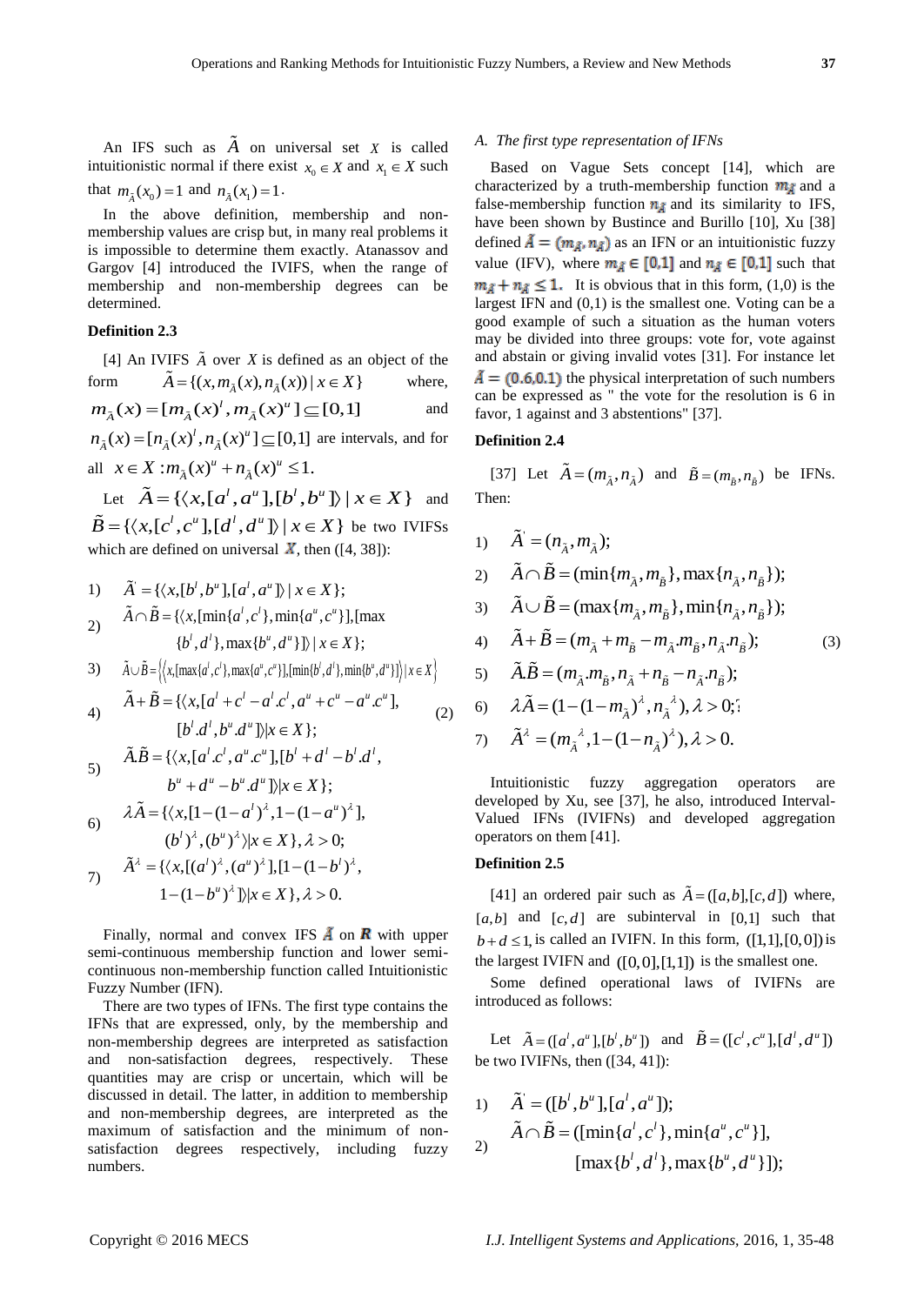An IFS such as $\tilde{A}$ on universal set $X$ is called intuitionistic normal if there exist $x_0 \in X$ and $x_1 \in X$ such that $m_{\tilde{A}}(x_0)=1$ and $n_{\tilde{A}}(x_1)=1$.

In the above definition, membership and non-membership values are crisp but, in many real problems it is impossible to determine them exactly. Atanassov and Gargov [4] introduced the IVIFS, when the range of membership and non-membership degrees can be determined.

**Definition 2.3**

[4] An IVIFS $\tilde{A}$ over $X$ is defined as an object of the form $\tilde{A}=\{(x, m_{\tilde{A}}(x), n_{\tilde{A}}(x)) \mid x \in X\}$ where, $m_{\tilde{A}}(x)=[m_{\tilde{A}}(x)^l, m_{\tilde{A}}(x)^u] \subseteq [0,1]$ and $n_{\tilde{A}}(x)=[n_{\tilde{A}}(x)^l, n_{\tilde{A}}(x)^u] \subseteq [0,1]$ are intervals, and for all $x \in X : m_{\tilde{A}}(x)^u + n_{\tilde{A}}(x)^u \le 1.$

Let $\tilde{A}=\{\langle x,[a^l,a^u],[b^l,b^u]\rangle \mid x \in X\}$ and $\tilde{B}=\{\langle x,[c^l,c^u],[d^l,d^u]\rangle \mid x \in X\}$ be two IVIFSs which are defined on universal $X$, then ([4, 38]):

$$
\begin{aligned}
&1)\quad \tilde{A}^{'}=\{\langle x,[b^l,b^u],[a^l,a^u]\rangle \mid x \in X\};\\
&2)\quad \tilde{A}\cap\tilde{B}=\{\langle x,[\min\{a^l,c^l\},\min\{a^u,c^u\}],[\max\{b^l,d^l\},\max\{b^u,d^u\}]\rangle \mid x \in X\};\\
&3)\quad \tilde{A}\cup\tilde{B}=\{\langle x,[\max\{a^l,c^l\},\max\{a^u,c^u\}],[\min\{b^l,d^l\},\min\{b^u,d^u\}]\rangle \mid x \in X\}\\
&4)\quad \tilde{A}+\tilde{B}=\{\langle x,[a^l+c^l-a^l.c^l,a^u+c^u-a^u.c^u],[b^l.d^l,b^u.d^u]\rangle | x \in X\};\\
&5)\quad \tilde{A}.\tilde{B}=\{\langle x,[a^l.c^l,a^u.c^u],[b^l+d^l-b^l.d^l,b^u+d^u-b^u.d^u]\rangle | x \in X\};\\
&6)\quad \lambda\tilde{A}=\{\langle x,[1-(1-a^l)^\lambda,1-(1-a^u)^\lambda],(b^l)^\lambda,(b^u)^\lambda\rangle | x \in X\}, \lambda>0;\\
&7)\quad \tilde{A}^\lambda=\{\langle x,[(a^l)^\lambda,(a^u)^\lambda],[1-(1-b^l)^\lambda,1-(1-b^u)^\lambda]\rangle | x \in X\}, \lambda>0.
\end{aligned} \tag{2}
$$

Finally, normal and convex IFS $\tilde{A}$ on $\boldsymbol{R}$ with upper semi-continuous membership function and lower semi-continuous non-membership function called Intuitionistic Fuzzy Number (IFN).

There are two types of IFNs. The first type contains the IFNs that are expressed, only, by the membership and non-membership degrees are interpreted as satisfaction and non-satisfaction degrees, respectively. These quantities may are crisp or uncertain, which will be discussed in detail. The latter, in addition to membership and non-membership degrees, are interpreted as the maximum of satisfaction and the minimum of non-satisfaction degrees respectively, including fuzzy numbers.

### *A. The first type representation of IFNs*

Based on Vague Sets concept [14], which are characterized by a truth-membership function $m_{\tilde{A}}$ and a false-membership function $n_{\tilde{A}}$ and its similarity to IFS, have been shown by Bustince and Burillo [10], Xu [38] defined $\tilde{A}=(m_{\tilde{A}}, n_{\tilde{A}})$ as an IFN or an intuitionistic fuzzy value (IFV), where $m_{\tilde{A}} \in [0,1]$ and $n_{\tilde{A}} \in [0,1]$ such that $m_{\tilde{A}} + n_{\tilde{A}} \le 1.$ It is obvious that in this form, (1,0) is the largest IFN and (0,1) is the smallest one. Voting can be a good example of such a situation as the human voters may be divided into three groups: vote for, vote against and abstain or giving invalid votes [31]. For instance let $\tilde{A}=(0.6,0.1)$ the physical interpretation of such numbers can be expressed as " the vote for the resolution is 6 in favor, 1 against and 3 abstentions" [37].

**Definition 2.4**

[37] Let $\tilde{A}=(m_{\tilde{A}}, n_{\tilde{A}})$ and $\tilde{B}=(m_{\tilde{B}}, n_{\tilde{B}})$ be IFNs. Then:

$$
\begin{aligned}
&1)\quad \tilde{A}^{'}=(n_{\tilde{A}}, m_{\tilde{A}});\\
&2)\quad \tilde{A}\cap\tilde{B}=(\min\{m_{\tilde{A}},m_{\tilde{B}}\},\max\{n_{\tilde{A}},n_{\tilde{B}}\});\\
&3)\quad \tilde{A}\cup\tilde{B}=(\max\{m_{\tilde{A}},m_{\tilde{B}}\},\min\{n_{\tilde{A}},n_{\tilde{B}}\});\\
&4)\quad \tilde{A}+\tilde{B}=(m_{\tilde{A}}+m_{\tilde{B}}-m_{\tilde{A}}.m_{\tilde{B}},n_{\tilde{A}}.n_{\tilde{B}});\\
&5)\quad \tilde{A}.\tilde{B}=(m_{\tilde{A}}.m_{\tilde{B}},n_{\tilde{A}}+n_{\tilde{B}}-n_{\tilde{A}}.n_{\tilde{B}});\\
&6)\quad \lambda\tilde{A}=(1-(1-m_{\tilde{A}})^\lambda,n_{\tilde{A}}^{\lambda}),\lambda>0;\\
&7)\quad \tilde{A}^\lambda=(m_{\tilde{A}}^{\lambda},1-(1-n_{\tilde{A}})^\lambda),\lambda>0.
\end{aligned} \tag{3}
$$

Intuitionistic fuzzy aggregation operators are developed by Xu, see [37], he also, introduced Interval-Valued IFNs (IVIFNs) and developed aggregation operators on them [41].

**Definition 2.5**

[41] an ordered pair such as $\tilde{A}=([a,b],[c,d])$ where, $[a,b]$ and $[c,d]$ are subinterval in $[0,1]$ such that $b+d \le 1$, is called an IVIFN. In this form, $([1,1],[0,0])$ is the largest IVIFN and $([0,0],[1,1])$ is the smallest one.

Some defined operational laws of IVIFNs are introduced as follows:

Let $\tilde{A}=([a^l,a^u],[b^l,b^u])$ and $\tilde{B}=([c^l,c^u],[d^l,d^u])$ be two IVIFNs, then ([34, 41]):

$$
\begin{aligned}
&1)\quad \tilde{A}^{'}=([b^l,b^u],[a^l,a^u]);\\
&2)\quad \tilde{A}\cap\tilde{B}=([\min\{a^l,c^l\},\min\{a^u,c^u\}],[\max\{b^l,d^l\},\max\{b^u,d^u\}]);
\end{aligned}
$$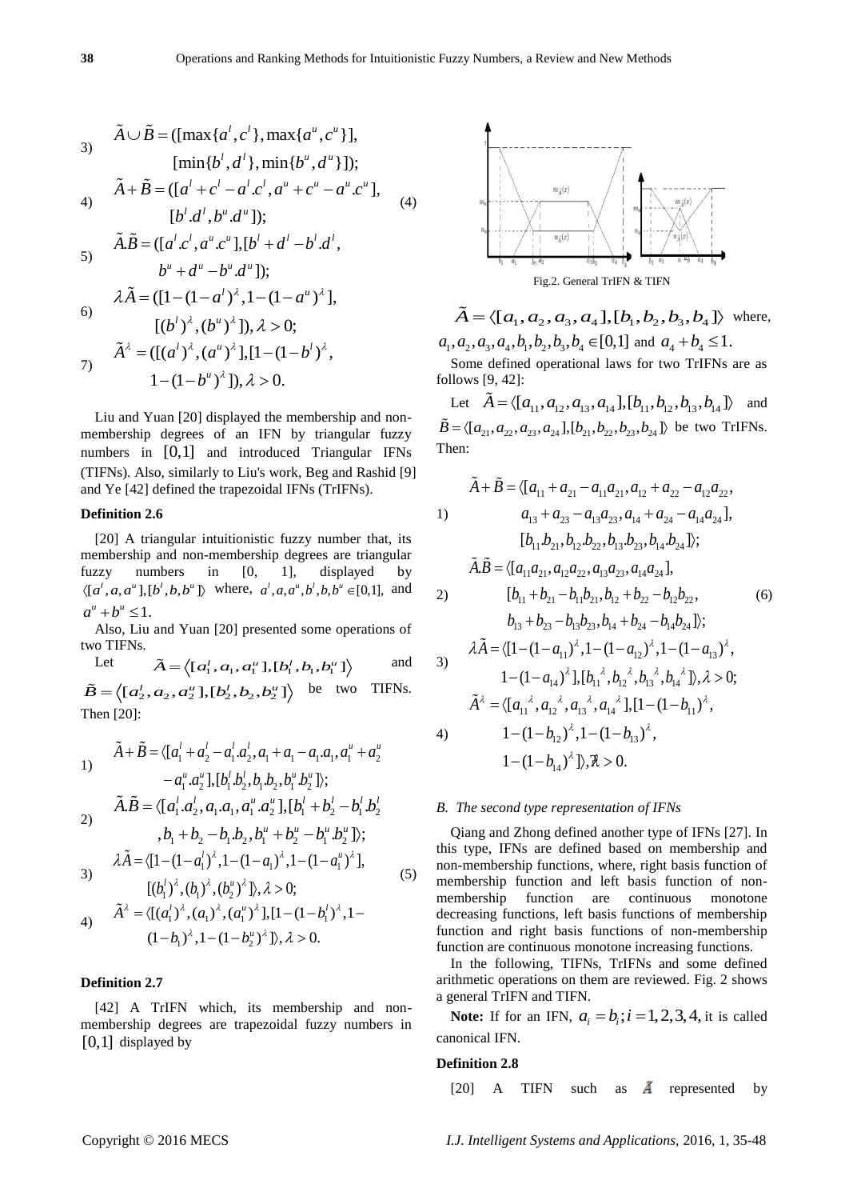3) $\tilde{A}\cup\tilde{B}=([\max\{a^l,c^l\},\max\{a^u,c^u\}],$
$[\min\{b^l,d^l\},\min\{b^u,d^u\}]);$

4) $\tilde{A}+\tilde{B}=([a^l+c^l-a^l.c^l,a^u+c^u-a^u.c^u],$
$[b^l.d^l,b^u.d^u]);$ (4)

5) $\tilde{A}.\tilde{B}=([a^l.c^l,a^u.c^u],[b^l+d^l-b^l.d^l,$
$b^u+d^u-b^u.d^u]);$

6) $\lambda\tilde{A}=([1-(1-a^l)^\lambda,1-(1-a^u)^\lambda],$
$[(b^l)^\lambda,(b^u)^\lambda]),\lambda>0;$

7) $\tilde{A}^\lambda=([(a^l)^\lambda,(a^u)^\lambda],[1-(1-b^l)^\lambda,$
$1-(1-b^u)^\lambda]),\lambda>0.$

Liu and Yuan [20] displayed the membership and non-membership degrees of an IFN by triangular fuzzy numbers in $[0,1]$ and introduced Triangular IFNs (TIFNs). Also, similarly to Liu's work, Beg and Rashid [9] and Ye [42] defined the trapezoidal IFNs (TrIFNs).

**Definition 2.6**

[20] A triangular intuitionistic fuzzy number that, its membership and non-membership degrees are triangular fuzzy numbers in [0, 1], displayed by $\langle[a^l,a,a^u],[b^l,b,b^u]\rangle$ where, $a^l,a,a^u,b^l,b,b^u\in[0,1]$, and $a^u+b^u\le 1.$

Also, Liu and Yuan [20] presented some operations of two TIFNs.

Let $\tilde{A}=\langle[a_1^l,a_1,a_1^u],[b_1^l,b_1,b_1^u]\rangle$ and $\tilde{B}=\langle[a_2^l,a_2,a_2^u],[b_2^l,b_2,b_2^u]\rangle$ be two TIFNs. Then [20]:

1) $\tilde{A}+\tilde{B}=\langle[a_1^l+a_2^l-a_1^l.a_2^l,a_1+a_1-a_1.a_1,a_1^u+a_2^u$
$-a_1^u.a_2^u],[b_1^l.b_2^l,b_1.b_2,b_1^u.b_2^u]\rangle;$

2) $\tilde{A}.\tilde{B}=\langle[a_1^l.a_2^l,a_1.a_1,a_1^u.a_2^u],[b_1^l+b_2^l-b_1^l.b_2^l$
$,b_1+b_2-b_1.b_2,b_1^u+b_2^u-b_1^u.b_2^u]\rangle;$

3) $\lambda\tilde{A}=\langle[1-(1-a_1^l)^\lambda,1-(1-a_1)^\lambda,1-(1-a_1^u)^\lambda],$
$[(b_1^l)^\lambda,(b_1)^\lambda,(b_2^u)^\lambda]\rangle,\lambda>0;$ (5)

4) $\tilde{A}^\lambda=\langle[(a_1^l)^\lambda,(a_1)^\lambda,(a_1^u)^\lambda],[1-(1-b_1^l)^\lambda,1-$
$(1-b_1)^\lambda,1-(1-b_2^u)^\lambda]\rangle,\lambda>0.$

**Definition 2.7**

[42] A TrIFN which, its membership and non-membership degrees are trapezoidal fuzzy numbers in $[0,1]$ displayed by

Fig.2. General TrIFN & TIFN

$\tilde{A}=\langle[a_1,a_2,a_3,a_4],[b_1,b_2,b_3,b_4]\rangle$ where, $a_1,a_2,a_3,a_4,b_1,b_2,b_3,b_4\in[0,1]$ and $a_4+b_4\le 1.$

Some defined operational laws for two TrIFNs are as follows [9, 42]:

Let $\tilde{A}=\langle[a_{11},a_{12},a_{13},a_{14}],[b_{11},b_{12},b_{13},b_{14}]\rangle$ and $\tilde{B}=\langle[a_{21},a_{22},a_{23},a_{24}],[b_{21},b_{22},b_{23},b_{24}]\rangle$ be two TrIFNs. Then:

1) $\tilde{A}+\tilde{B}=\langle[a_{11}+a_{21}-a_{11}a_{21},a_{12}+a_{22}-a_{12}a_{22},$
$a_{13}+a_{23}-a_{13}a_{23},a_{14}+a_{24}-a_{14}a_{24}],$
$[b_{11}.b_{21},b_{12}.b_{22},b_{13}.b_{23},b_{14}.b_{24}]\rangle;$

2) $\tilde{A}.\tilde{B}=\langle[a_{11}a_{21},a_{12}a_{22},a_{13}a_{23},a_{14}a_{24}],$
$[b_{11}+b_{21}-b_{11}b_{21},b_{12}+b_{22}-b_{12}b_{22},$
$b_{13}+b_{23}-b_{13}b_{23},b_{14}+b_{24}-b_{14}b_{24}]\rangle;$ (6)

3) $\lambda\tilde{A}=\langle[1-(1-a_{11})^\lambda,1-(1-a_{12})^\lambda,1-(1-a_{13})^\lambda,$
$1-(1-a_{14})^\lambda],[b_{11}{}^\lambda,b_{12}{}^\lambda,b_{13}{}^\lambda,b_{14}{}^\lambda]\rangle,\lambda>0;$

4) $\tilde{A}^\lambda=\langle[a_{11}{}^\lambda,a_{12}{}^\lambda,a_{13}{}^\lambda,a_{14}{}^\lambda],[1-(1-b_{11})^\lambda,$
$1-(1-b_{12})^\lambda,1-(1-b_{13})^\lambda,$
$1-(1-b_{14})^\lambda]\rangle,\lambda>0.$

### *B. The second type representation of IFNs*

Qiang and Zhong defined another type of IFNs [27]. In this type, IFNs are defined based on membership and non-membership functions, where, right basis function of membership function and left basis function of non-membership function are continuous monotone decreasing functions, left basis functions of membership function and right basis functions of non-membership function are continuous monotone increasing functions.

In the following, TIFNs, TrIFNs and some defined arithmetic operations on them are reviewed. Fig. 2 shows a general TrIFN and TIFN.

**Note:** If for an IFN, $a_i=b_i;i=1,2,3,4,$ it is called canonical IFN.

**Definition 2.8**

[20] A TIFN such as $\tilde{A}$ represented by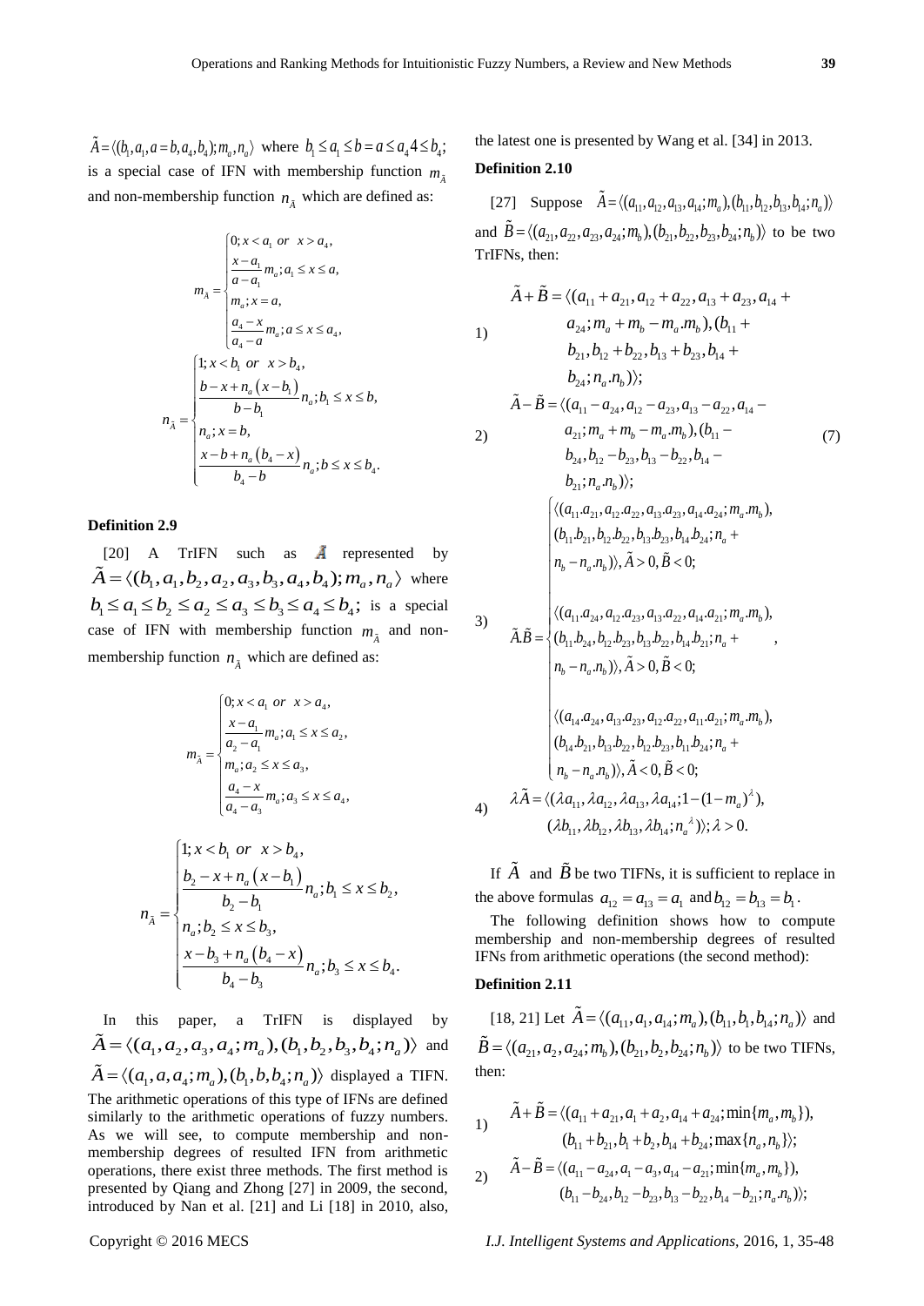$\tilde{A}=\langle(b_1,a_1,a=b,a_4,b_4);m_a,n_a\rangle$ where $b_1 \le a_1 \le b = a \le a_4 4 \le b_4$; is a special case of IFN with membership function $m_{\tilde{A}}$ and non-membership function $n_{\tilde{A}}$ which are defined as:

$$m_A = \begin{cases} 0; x < a_1 \ or \ \ x > a_4, \\ \dfrac{x-a_1}{a-a_1} m_a ; a_1 \le x \le a, \\ m_a ; x = a, \\ \dfrac{a_4 - x}{a_4 - a} m_a ; a \le x \le a_4, \end{cases}$$

$$n_{\tilde{A}} = \begin{cases} 1; x < b_1 \ or \ \ x > b_4, \\ \dfrac{b-x+n_a(x-b_1)}{b-b_1} n_a ; b_1 \le x \le b, \\ n_a ; x = b, \\ \dfrac{x-b+n_a(b_4-x)}{b_4-b} n_a ; b \le x \le b_4. \end{cases}$$

**Definition 2.9**

[20] A TrIFN such as $\tilde{A}$ represented by $\tilde{A}=\langle(b_1,a_1,b_2,a_2,a_3,b_3,a_4,b_4);m_a,n_a\rangle$ where $b_1 \le a_1 \le b_2 \le a_2 \le a_3 \le b_3 \le a_4 \le b_4$; is a special case of IFN with membership function $m_{\tilde{A}}$ and non-membership function $n_{\tilde{A}}$ which are defined as:

$$m_{\tilde{A}} = \begin{cases} 0; x < a_1 \ or \ \ x > a_4, \\ \dfrac{x-a_1}{a_2-a_1} m_a ; a_1 \le x \le a_2, \\ m_a ; a_2 \le x \le a_3, \\ \dfrac{a_4 - x}{a_4 - a_3} m_a ; a_3 \le x \le a_4, \end{cases}$$

$$n_{\tilde{A}} = \begin{cases} 1; x < b_1 \ or \ \ x > b_4, \\ \dfrac{b_2-x+n_a(x-b_1)}{b_2-b_1} n_a ; b_1 \le x \le b_2, \\ n_a ; b_2 \le x \le b_3, \\ \dfrac{x-b_3+n_a(b_4-x)}{b_4-b_3} n_a ; b_3 \le x \le b_4. \end{cases}$$

In this paper, a TrIFN is displayed by $\tilde{A}=\langle(a_1,a_2,a_3,a_4;m_a),(b_1,b_2,b_3,b_4;n_a)\rangle$ and $\tilde{A}=\langle(a_1,a,a_4;m_a),(b_1,b,b_4;n_a)\rangle$ displayed a TIFN. The arithmetic operations of this type of IFNs are defined similarly to the arithmetic operations of fuzzy numbers. As we will see, to compute membership and non-membership degrees of resulted IFN from arithmetic operations, there exist three methods. The first method is presented by Qiang and Zhong [27] in 2009, the second, introduced by Nan et al. [21] and Li [18] in 2010, also, the latest one is presented by Wang et al. [34] in 2013.

**Definition 2.10**

[27] Suppose $\tilde{A}=\langle(a_{11},a_{12},a_{13},a_{14};m_a),(b_{11},b_{12},b_{13},b_{14};n_a)\rangle$ and $\tilde{B}=\langle(a_{21},a_{22},a_{23},a_{24};m_b),(b_{21},b_{22},b_{23},b_{24};n_b)\rangle$ to be two TrIFNs, then:

$$\begin{aligned}
&1)\quad \tilde{A}+\tilde{B}=\langle(a_{11}+a_{21},a_{12}+a_{22},a_{13}+a_{23},a_{14}+a_{24};m_a+m_b-m_a.m_b),(b_{11}+b_{21},b_{12}+b_{22},b_{13}+b_{23},b_{14}+b_{24};n_a.n_b)\rangle;\\
&2)\quad \tilde{A}-\tilde{B}=\langle(a_{11}-a_{24},a_{12}-a_{23},a_{13}-a_{22},a_{14}-a_{21};m_a+m_b-m_a.m_b),(b_{11}-b_{24},b_{12}-b_{23},b_{13}-b_{22},b_{14}-b_{21};n_a.n_b)\rangle;\\
&3)\quad \tilde{A}.\tilde{B}=\begin{cases}\langle(a_{11}.a_{21},a_{12}.a_{22},a_{13}.a_{23},a_{14}.a_{24};m_a.m_b),(b_{11}.b_{21},b_{12}.b_{22},b_{13}.b_{23},b_{14}.b_{24};n_a+n_b-n_a.n_b)\rangle,\tilde{A}>0,\tilde{B}<0;\\[2mm]
\langle(a_{11}.a_{24},a_{12}.a_{23},a_{13}.a_{22},a_{14}.a_{21};m_a.m_b),(b_{11}.b_{24},b_{12}.b_{23},b_{13}.b_{22},b_{14}.b_{21};n_a+n_b-n_a.n_b)\rangle,\tilde{A}>0,\tilde{B}<0;\\[2mm]
\langle(a_{14}.a_{24},a_{13}.a_{23},a_{12}.a_{22},a_{11}.a_{21};m_a.m_b),(b_{14}.b_{21},b_{13}.b_{22},b_{12}.b_{23},b_{11}.b_{24};n_a+n_b-n_a.n_b)\rangle,\tilde{A}<0,\tilde{B}<0;\end{cases}\\
&4)\quad \lambda\tilde{A}=\langle(\lambda a_{11},\lambda a_{12},\lambda a_{13},\lambda a_{14};1-(1-m_a)^{\lambda}),(\lambda b_{11},\lambda b_{12},\lambda b_{13},\lambda b_{14};n_a^{\lambda})\rangle;\lambda>0.
\end{aligned} \tag{7}$$

If $\tilde{A}$ and $\tilde{B}$ be two TIFNs, it is sufficient to replace in the above formulas $a_{12}=a_{13}=a_1$ and $b_{12}=b_{13}=b_1$.

The following definition shows how to compute membership and non-membership degrees of resulted IFNs from arithmetic operations (the second method):

**Definition 2.11**

[18, 21] Let $\tilde{A}=\langle(a_{11},a_1,a_{14};m_a),(b_{11},b_1,b_{14};n_a)\rangle$ and $\tilde{B}=\langle(a_{21},a_2,a_{24};m_b),(b_{21},b_2,b_{24};n_b)\rangle$ to be two TIFNs, then:

$$\begin{aligned}
&1)\quad \tilde{A}+\tilde{B}=\langle(a_{11}+a_{21},a_1+a_2,a_{14}+a_{24};\min\{m_a,m_b\}),(b_{11}+b_{21},b_1+b_2,b_{14}+b_{24};\max\{n_a,n_b\}\rangle;\\
&2)\quad \tilde{A}-\tilde{B}=\langle(a_{11}-a_{24},a_1-a_3,a_{14}-a_{21};\min\{m_a,m_b\}),(b_{11}-b_{24},b_{12}-b_{23},b_{13}-b_{22},b_{14}-b_{21};n_a.n_b)\rangle;
\end{aligned}$$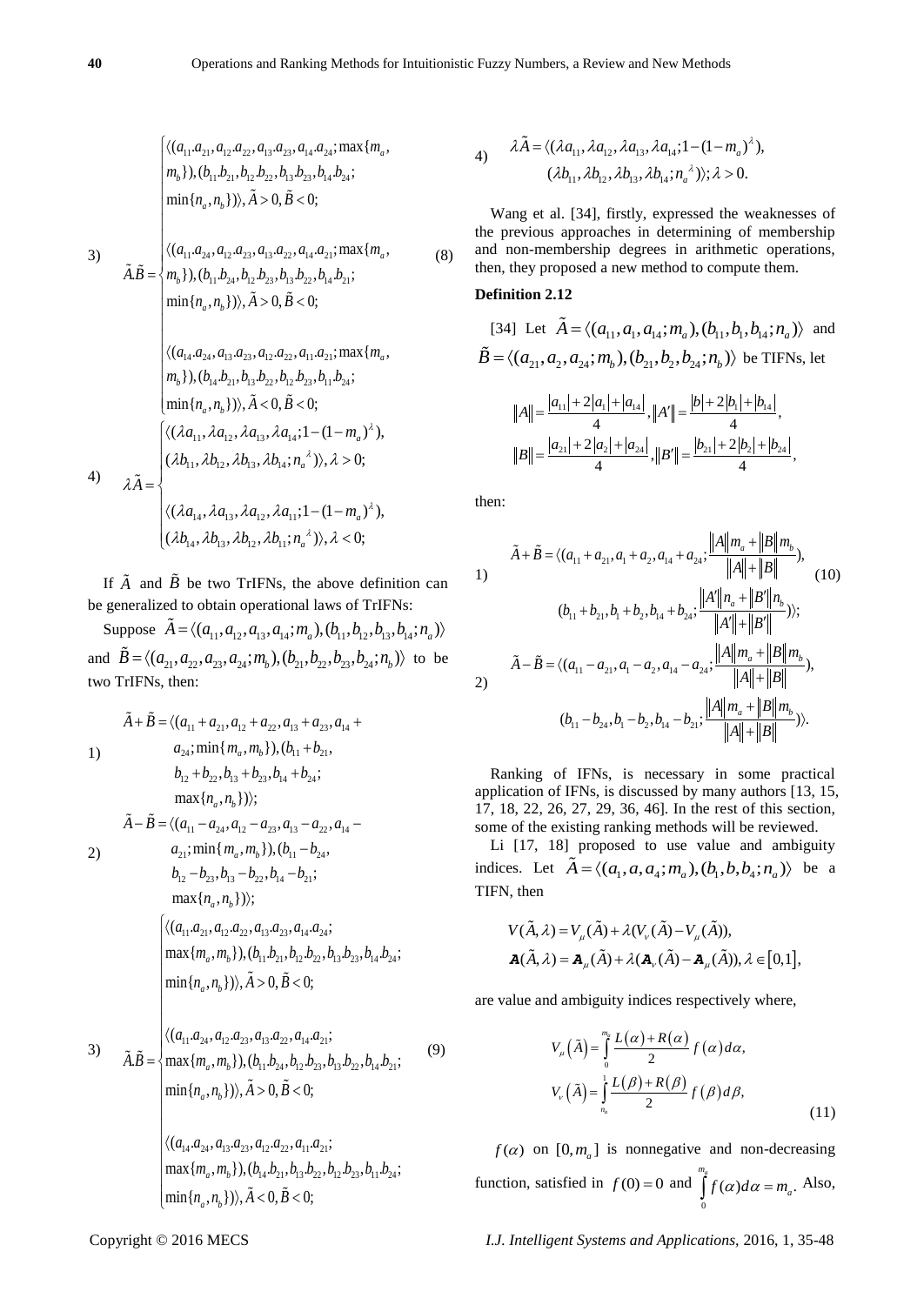3) 
$$
\tilde{A}.\tilde{B}=\begin{cases}\langle (a_{11}.a_{21},a_{12}.a_{22},a_{13}.a_{23},a_{14}.a_{24};\max\{m_a,\\ m_b\}),(b_{11}.b_{21},b_{12}.b_{22},b_{13}.b_{23},b_{14}.b_{24};\\ \min\{n_a,n_b\})\rangle,\tilde{A}>0,\tilde{B}<0;\\ \\ \langle (a_{11}.a_{24},a_{12}.a_{23},a_{13}.a_{22},a_{14}.a_{21};\max\{m_a,\\ m_b\}),(b_{11}.b_{24},b_{12}.b_{23},b_{13}.b_{22},b_{14}.b_{21};\\ \min\{n_a,n_b\})\rangle,\tilde{A}>0,\tilde{B}<0;\\ \\ \langle (a_{14}.a_{24},a_{13}.a_{23},a_{12}.a_{22},a_{11}.a_{21};\max\{m_a,\\ m_b\}),(b_{14}.b_{21},b_{13}.b_{22},b_{12}.b_{23},b_{11}.b_{24};\\ \min\{n_a,n_b\})\rangle,\tilde{A}<0,\tilde{B}<0;\end{cases}\tag{8}
$$

4) 
$$
\lambda\tilde{A}=\begin{cases}\langle (\lambda a_{11},\lambda a_{12},\lambda a_{13},\lambda a_{14};1-(1-m_a)^{\lambda}),\\ (\lambda b_{11},\lambda b_{12},\lambda b_{13},\lambda b_{14};n_a^{\lambda})\rangle,\lambda>0;\\ \\ \langle (\lambda a_{14},\lambda a_{13},\lambda a_{12},\lambda a_{11};1-(1-m_a)^{\lambda}),\\ (\lambda b_{14},\lambda b_{13},\lambda b_{12},\lambda b_{11};n_a^{\lambda})\rangle,\lambda<0;\end{cases}
$$

If $\tilde{A}$ and $\tilde{B}$ be two TrIFNs, the above definition can be generalized to obtain operational laws of TrIFNs:

Suppose $\tilde{A}=\langle (a_{11},a_{12},a_{13},a_{14};m_a),(b_{11},b_{12},b_{13},b_{14};n_a)\rangle$ and $\tilde{B}=\langle (a_{21},a_{22},a_{23},a_{24};m_b),(b_{21},b_{22},b_{23},b_{24};n_b)\rangle$ to be two TrIFNs, then:

1) 
$$
\begin{aligned}\tilde{A}+\tilde{B}=\langle &(a_{11}+a_{21},a_{12}+a_{22},a_{13}+a_{23},a_{14}+\\ &a_{24};\min\{m_a,m_b\}),(b_{11}+b_{21},\\ &b_{12}+b_{22},b_{13}+b_{23},b_{14}+b_{24};\\ &\max\{n_a,n_b\})\rangle;\end{aligned}
$$

2) 
$$
\begin{aligned}\tilde{A}-\tilde{B}=\langle &(a_{11}-a_{24},a_{12}-a_{23},a_{13}-a_{22},a_{14}-\\ &a_{21};\min\{m_a,m_b\}),(b_{11}-b_{24},\\ &b_{12}-b_{23},b_{13}-b_{22},b_{14}-b_{21};\\ &\max\{n_a,n_b\})\rangle;\end{aligned}
$$

3) 
$$
\tilde{A}.\tilde{B}=\begin{cases}\langle (a_{11}.a_{21},a_{12}.a_{22},a_{13}.a_{23},a_{14}.a_{24};\\ \max\{m_a,m_b\}),(b_{11}.b_{21},b_{12}.b_{22},b_{13}.b_{23},b_{14}.b_{24};\\ \min\{n_a,n_b\})\rangle,\tilde{A}>0,\tilde{B}<0;\\ \\ \langle (a_{11}.a_{24},a_{12}.a_{23},a_{13}.a_{22},a_{14}.a_{21};\\ \max\{m_a,m_b\}),(b_{11}.b_{24},b_{12}.b_{23},b_{13}.b_{22},b_{14}.b_{21};\\ \min\{n_a,n_b\})\rangle,\tilde{A}>0,\tilde{B}<0;\\ \\ \langle (a_{14}.a_{24},a_{13}.a_{23},a_{12}.a_{22},a_{11}.a_{21};\\ \max\{m_a,m_b\}),(b_{14}.b_{21},b_{13}.b_{22},b_{12}.b_{23},b_{11}.b_{24};\\ \min\{n_a,n_b\})\rangle,\tilde{A}<0,\tilde{B}<0;\end{cases}\tag{9}
$$

4) 
$$
\begin{aligned}\lambda\tilde{A}=\langle &(\lambda a_{11},\lambda a_{12},\lambda a_{13},\lambda a_{14};1-(1-m_a)^{\lambda}),\\ &(\lambda b_{11},\lambda b_{12},\lambda b_{13},\lambda b_{14};n_a^{\lambda})\rangle;\lambda>0.\end{aligned}
$$

Wang et al. [34], firstly, expressed the weaknesses of the previous approaches in determining of membership and non-membership degrees in arithmetic operations, then, they proposed a new method to compute them.

**Definition 2.12**

[34] Let $\tilde{A}=\langle (a_{11},a_1,a_{14};m_a),(b_{11},b_1,b_{14};n_a)\rangle$ and $\tilde{B}=\langle (a_{21},a_2,a_{24};m_b),(b_{21},b_2,b_{24};n_b)\rangle$ be TIFNs, let

$$
\|A\|=\frac{|a_{11}|+2|a_1|+|a_{14}|}{4},\|A'\|=\frac{|b|+2|b_1|+|b_{14}|}{4},
$$

$$
\|B\|=\frac{|a_{21}|+2|a_2|+|a_{24}|}{4},\|B'\|=\frac{|b_{21}|+2|b_2|+|b_{24}|}{4},
$$

then:

1) 
$$
\begin{aligned}\tilde{A}+\tilde{B}=\langle &(a_{11}+a_{21},a_1+a_2,a_{14}+a_{24};\frac{\|A\|m_a+\|B\|m_b}{\|A\|+\|B\|}),\\ &(b_{11}+b_{21},b_1+b_2,b_{14}+b_{24};\frac{\|A'\|n_a+\|B'\|n_b}{\|A'\|+\|B'\|})\rangle;\end{aligned}\tag{10}
$$

2) 
$$
\begin{aligned}\tilde{A}-\tilde{B}=\langle &(a_{11}-a_{21},a_1-a_2,a_{14}-a_{24};\frac{\|A\|m_a+\|B\|m_b}{\|A\|+\|B\|}),\\ &(b_{11}-b_{24},b_1-b_2,b_{14}-b_{21};\frac{\|A\|m_a+\|B\|m_b}{\|A\|+\|B\|})\rangle.\end{aligned}
$$

Ranking of IFNs, is necessary in some practical application of IFNs, is discussed by many authors [13, 15, 17, 18, 22, 26, 27, 29, 36, 46]. In the rest of this section, some of the existing ranking methods will be reviewed.

Li [17, 18] proposed to use value and ambiguity indices. Let $\tilde{A}=\langle (a_1,a,a_4;m_a),(b_1,b,b_4;n_a)\rangle$ be a TIFN, then

$$
V(\tilde{A},\lambda)=V_{\mu}(\tilde{A})+\lambda(V_{\nu}(\tilde{A})-V_{\mu}(\tilde{A})),
$$

$$
\mathbf{A}(\tilde{A},\lambda)=\mathbf{A}_{\mu}(\tilde{A})+\lambda(\mathbf{A}_{\nu}(\tilde{A})-\mathbf{A}_{\mu}(\tilde{A})),\lambda\in[0,1],
$$

are value and ambiguity indices respectively where,

$$
V_{\mu}(\tilde{A})=\int_0^{m_a}\frac{L(\alpha)+R(\alpha)}{2}f(\alpha)d\alpha,
$$

$$
V_{\nu}(\tilde{A})=\int_{n_a}^{1}\frac{L(\beta)+R(\beta)}{2}f(\beta)d\beta,\tag{11}
$$

$f(\alpha)$ on $[0,m_a]$ is nonnegative and non-decreasing function, satisfied in $f(0)=0$ and $\int_0^{m_a}f(\alpha)d\alpha=m_a$. Also,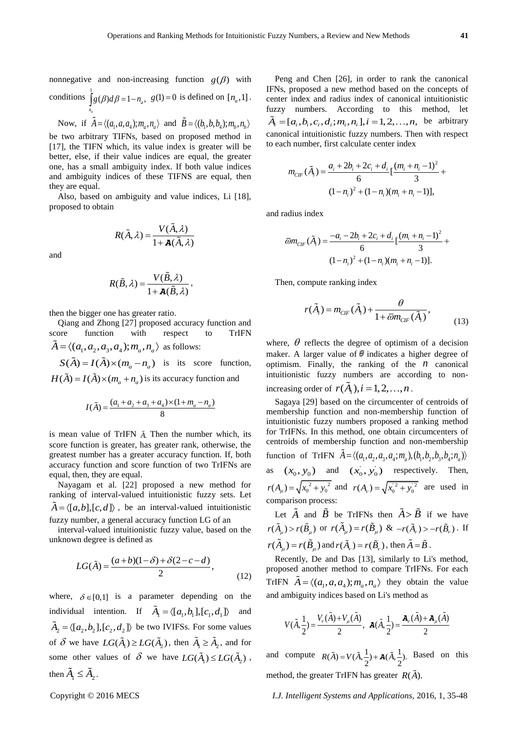nonnegative and non-increasing function $g(\beta)$ with conditions $\int_{n_a}^{1} g(\beta)d\beta = 1 - n_a$, $g(1) = 0$ is defined on $[n_a, 1]$.

Now, if $\tilde{A} = \langle(a_1, a, a_4); m_a, n_a\rangle$ and $\tilde{B} = \langle(b_1, b, b_4); m_b, n_b\rangle$ be two arbitrary TIFNs, based on proposed method in [17], the TIFN which, its value index is greater will be better, else, if their value indices are equal, the greater one, has a small ambiguity index. If both value indices and ambiguity indices of these TIFNS are equal, then they are equal.

Also, based on ambiguity and value indices, Li [18], proposed to obtain

$$R(\tilde{A}, \lambda) = \frac{V(\tilde{A}, \lambda)}{1 + \mathbf{A}(\tilde{A}, \lambda)}$$

and

$$R(\tilde{B}, \lambda) = \frac{V(\tilde{B}, \lambda)}{1 + \mathbf{A}(\tilde{B}, \lambda)},$$

then the bigger one has greater ratio.

Qiang and Zhong [27] proposed accuracy function and score function with respect to TrIFN $\tilde{A} = \langle(a_1, a_2, a_3, a_4); m_a, n_a\rangle$ as follows:

$S(\tilde{A}) = I(\tilde{A}) \times (m_a - n_a)$ is its score function, $H(\tilde{A}) = I(\tilde{A}) \times (m_a + n_a)$ is its accuracy function and

$$I(\tilde{A}) = \frac{(a_1 + a_2 + a_3 + a_4) \times (1 + m_a - n_a)}{8}$$

is mean value of TrIFN $\tilde{A}$. Then the number which, its score function is greater, has greater rank, otherwise, the greatest number has a greater accuracy function. If, both accuracy function and score function of two TrIFNs are equal, then, they are equal.

Nayagam et al. [22] proposed a new method for ranking of interval-valued intuitionistic fuzzy sets. Let $\tilde{A} = \langle[a, b], [c, d]\rangle$, be an interval-valued intuitionistic fuzzy number, a general accuracy function LG of an interval-valued intuitionistic fuzzy value, based on the unknown degree is defined as

$$LG(\tilde{A}) = \frac{(a + b)(1 - \delta) + \delta(2 - c - d)}{2}, \tag{12}$$

where, $\delta \in [0, 1]$ is a parameter depending on the individual intention. If $\tilde{A}_1 = \langle[a_1, b_1], [c_1, d_1]\rangle$ and $\tilde{A}_2 = \langle[a_2, b_2], [c_2, d_2]\rangle$ be two IVIFSs. For some values of $\delta$ we have $LG(\tilde{A}_1) \geq LG(\tilde{A}_2)$, then $\tilde{A}_1 \geq \tilde{A}_2$, and for some other values of $\delta$ we have $LG(\tilde{A}_1) \leq LG(\tilde{A}_2)$, then $\tilde{A}_1 \leq \tilde{A}_2$.

Peng and Chen [26], in order to rank the canonical IFNs, proposed a new method based on the concepts of center index and radius index of canonical intuitionistic fuzzy numbers. According to this method, let $\tilde{A}_i = [a_i, b_i, c_i, d_i; m_i, n_i], i = 1, 2, \ldots, n$, be arbitrary canonical intuitionistic fuzzy numbers. Then with respect to each number, first calculate center index

$$m_{CIF}(\tilde{A}_i) = \frac{a_i + 2b_i + 2c_i + d_i}{6}\left[\frac{(m_i + n_i - 1)^2}{3} + (1 - n_i)^2 + (1 - n_i)(m_i + n_i - 1)\right],$$

and radius index

$$\varpi m_{CIF}(\tilde{A}_i) = \frac{-a_i - 2b_i + 2c_i + d_i}{6}\left[\frac{(m_i + n_i - 1)^2}{3} + (1 - n_i)^2 + (1 - n_i)(m_i + n_i - 1)\right].$$

Then, compute ranking index

$$r(\tilde{A}_i) = m_{CIF}(\tilde{A}_i) + \frac{\theta}{1 + \varpi m_{CIF}(\tilde{A}_i)}, \tag{13}$$

where, $\theta$ reflects the degree of optimism of a decision maker. A larger value of $\theta$ indicates a higher degree of optimism. Finally, the ranking of the $n$ canonical intuitionistic fuzzy numbers are according to non-increasing order of $r(\tilde{A}_i), i = 1, 2, \ldots, n$.

Sagaya [29] based on the circumcenter of centroids of membership function and non-membership function of intuitionistic fuzzy numbers proposed a ranking method for TrIFNs. In this method, one obtain circumcenters of centroids of membership function and non-membership function of TrIFN $\tilde{A} = \langle(a_1, a_2, a_3, a_4; m_a), (b_1, b_2, b_3, b_4; n_a)\rangle$ as $(x_0, y_0)$ and $(x_0', y_0')$ respectively. Then, $r(A_\mu) = \sqrt{x_0^2 + y_0^2}$ and $r(A_\nu) = \sqrt{x_0'^2 + y_0'^2}$ are used in comparison process:

Let $\tilde{A}$ and $\tilde{B}$ be TrIFNs then $\tilde{A} > \tilde{B}$ if we have $r(\tilde{A}_\mu) > r(\tilde{B}_\mu)$ or $r(\tilde{A}_\mu) = r(\tilde{B}_\mu)$ & $-r(\tilde{A}_\nu) > -r(\tilde{B}_\nu)$. If $r(\tilde{A}_\mu) = r(\tilde{B}_\mu)$ and $r(\tilde{A}_\nu) = r(\tilde{B}_\nu)$, then $\tilde{A} = \tilde{B}$.

Recently, De and Das [13], similarly to Li's method, proposed another method to compare TrIFNs. For each TrIFN $\tilde{A} = \langle(a_1, a, a_4); m_a, n_a\rangle$ they obtain the value and ambiguity indices based on Li's method as

$$V(\tilde{A}, \frac{1}{2}) = \frac{V_\nu(\tilde{A}) + V_\mu(\tilde{A})}{2}, \quad \mathbf{A}(\tilde{A}, \frac{1}{2}) = \frac{\mathbf{A}_\nu(\tilde{A}) + \mathbf{A}_\mu(\tilde{A})}{2}$$

and compute $R(\tilde{A}) = V(\tilde{A}, \frac{1}{2}) + \mathbf{A}(\tilde{A}, \frac{1}{2})$. Based on this method, the greater TrIFN has greater $R(\tilde{A})$.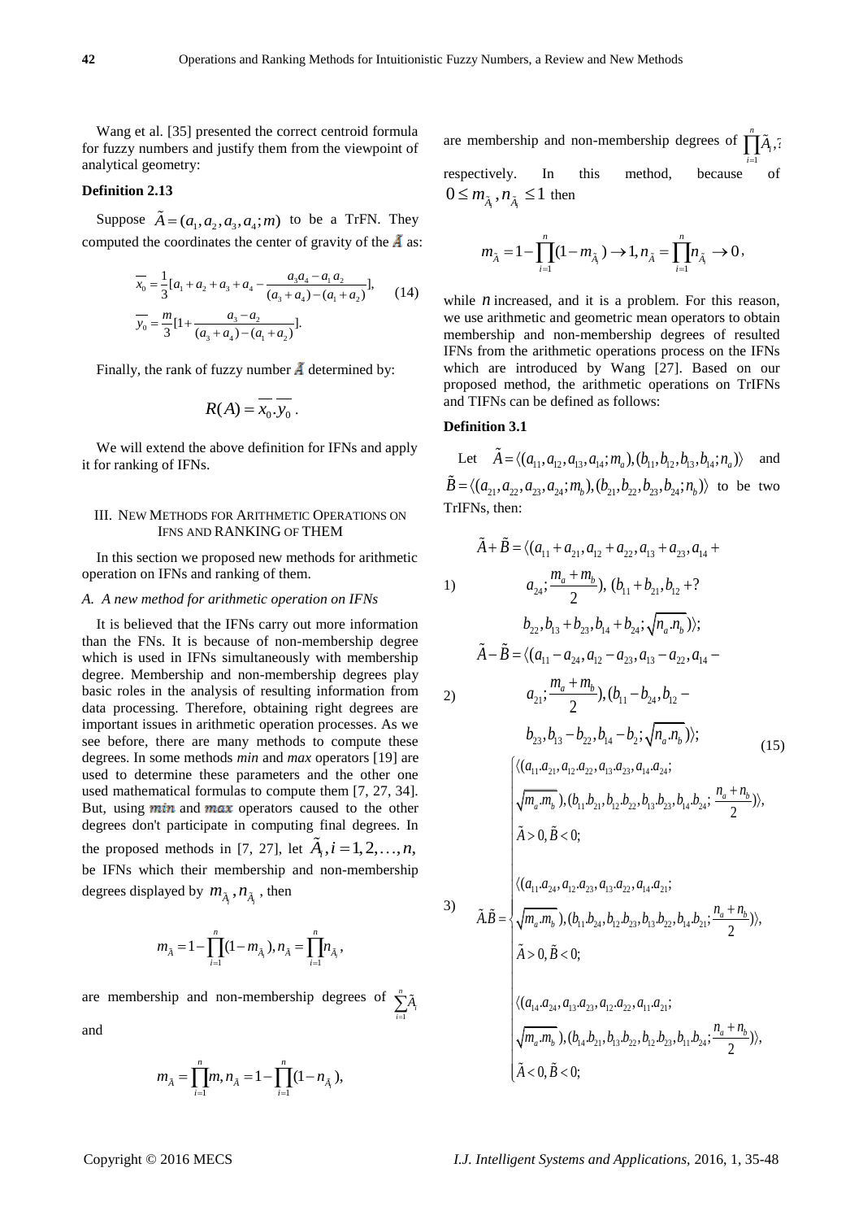Wang et al. [35] presented the correct centroid formula for fuzzy numbers and justify them from the viewpoint of analytical geometry:

**Definition 2.13**

Suppose $\tilde{A}=(a_1,a_2,a_3,a_4;m)$ to be a TrFN. They computed the coordinates the center of gravity of the $\tilde{A}$ as:

$$\overline{x_0}=\frac{1}{3}[a_1+a_2+a_3+a_4-\frac{a_3a_4-a_1a_2}{(a_3+a_4)-(a_1+a_2)}],\qquad (14)$$
$$\overline{y_0}=\frac{m}{3}[1+\frac{a_3-a_2}{(a_3+a_4)-(a_1+a_2)}].$$

Finally, the rank of fuzzy number $\tilde{A}$ determined by:

$$R(A)=\overline{x_0}.\overline{y_0}\,.$$

We will extend the above definition for IFNs and apply it for ranking of IFNs.

## III. New Methods for Arithmetic Operations on IFNs and Ranking of Them

In this section we proposed new methods for arithmetic operation on IFNs and ranking of them.

### *A. A new method for arithmetic operation on IFNs*

It is believed that the IFNs carry out more information than the FNs. It is because of non-membership degree which is used in IFNs simultaneously with membership degree. Membership and non-membership degrees play basic roles in the analysis of resulting information from data processing. Therefore, obtaining right degrees are important issues in arithmetic operation processes. As we see before, there are many methods to compute these degrees. In some methods *min* and *max* operators [19] are used to determine these parameters and the other one used mathematical formulas to compute them [7, 27, 34]. But, using *min* and *max* operators caused to the other degrees don't participate in computing final degrees. In the proposed methods in [7, 27], let $\tilde{A}_i, i=1,2,\ldots,n,$ be IFNs which their membership and non-membership degrees displayed by $m_{\tilde{A}_i}, n_{\tilde{A}_i}$, then

$$m_{\tilde{A}}=1-\prod_{i=1}^{n}(1-m_{\tilde{A}_i}),\, n_{\tilde{A}}=\prod_{i=1}^{n}n_{\tilde{A}_i},$$

are membership and non-membership degrees of $\sum_{i=1}^{n}\tilde{A}_i$ and

$$m_{\tilde{A}}=\prod_{i=1}^{n}m,\, n_{\tilde{A}}=1-\prod_{i=1}^{n}(1-n_{\tilde{A}_i}),$$

are membership and non-membership degrees of $\prod_{i=1}^{n}\tilde{A}_i$, respectively. In this method, because of $0\le m_{\tilde{A}_i}, n_{\tilde{A}_i}\le 1$ then

$$m_{\tilde{A}}=1-\prod_{i=1}^{n}(1-m_{\tilde{A}_i})\to 1,\, n_{\tilde{A}}=\prod_{i=1}^{n}n_{\tilde{A}_i}\to 0\,,$$

while $n$ increased, and it is a problem. For this reason, we use arithmetic and geometric mean operators to obtain membership and non-membership degrees of resulted IFNs from the arithmetic operations process on the IFNs which are introduced by Wang [27]. Based on our proposed method, the arithmetic operations on TrIFNs and TIFNs can be defined as follows:

**Definition 3.1**

Let $\tilde{A}=\langle(a_{11},a_{12},a_{13},a_{14};m_a),(b_{11},b_{12},b_{13},b_{14};n_a)\rangle$ and $\tilde{B}=\langle(a_{21},a_{22},a_{23},a_{24};m_b),(b_{21},b_{22},b_{23},b_{24};n_b)\rangle$ to be two TrIFNs, then:

1)
$$\tilde{A}+\tilde{B}=\langle(a_{11}+a_{21},a_{12}+a_{22},a_{13}+a_{23},a_{14}+a_{24};\frac{m_a+m_b}{2}),\,(b_{11}+b_{21},b_{12}+b_{22},b_{13}+b_{23},b_{14}+b_{24};\sqrt{n_a.n_b})\rangle;$$

2)
$$\tilde{A}-\tilde{B}=\langle(a_{11}-a_{24},a_{12}-a_{23},a_{13}-a_{22},a_{14}-a_{21};\frac{m_a+m_b}{2}),(b_{11}-b_{24},b_{12}-b_{23},b_{13}-b_{22},b_{14}-b_{21};\sqrt{n_a.n_b})\rangle;\qquad (15)$$

3)
$$\tilde{A}.\tilde{B}=\begin{cases}\langle(a_{11}.a_{21},a_{12}.a_{22},a_{13}.a_{23},a_{14}.a_{24};\sqrt{m_a.m_b}),(b_{11}.b_{21},b_{12}.b_{22},b_{13}.b_{23},b_{14}.b_{24};\frac{n_a+n_b}{2})\rangle,\\ \tilde{A}>0,\tilde{B}<0;\\[2mm] \langle(a_{11}.a_{24},a_{12}.a_{23},a_{13}.a_{22},a_{14}.a_{21};\sqrt{m_a.m_b}),(b_{11}.b_{24},b_{12}.b_{23},b_{13}.b_{22},b_{14}.b_{21};\frac{n_a+n_b}{2})\rangle,\\ \tilde{A}>0,\tilde{B}<0;\\[2mm] \langle(a_{14}.a_{24},a_{13}.a_{23},a_{12}.a_{22},a_{11}.a_{21};\sqrt{m_a.m_b}),(b_{14}.b_{21},b_{13}.b_{22},b_{12}.b_{23},b_{11}.b_{24};\frac{n_a+n_b}{2})\rangle,\\ \tilde{A}<0,\tilde{B}<0;\end{cases}$$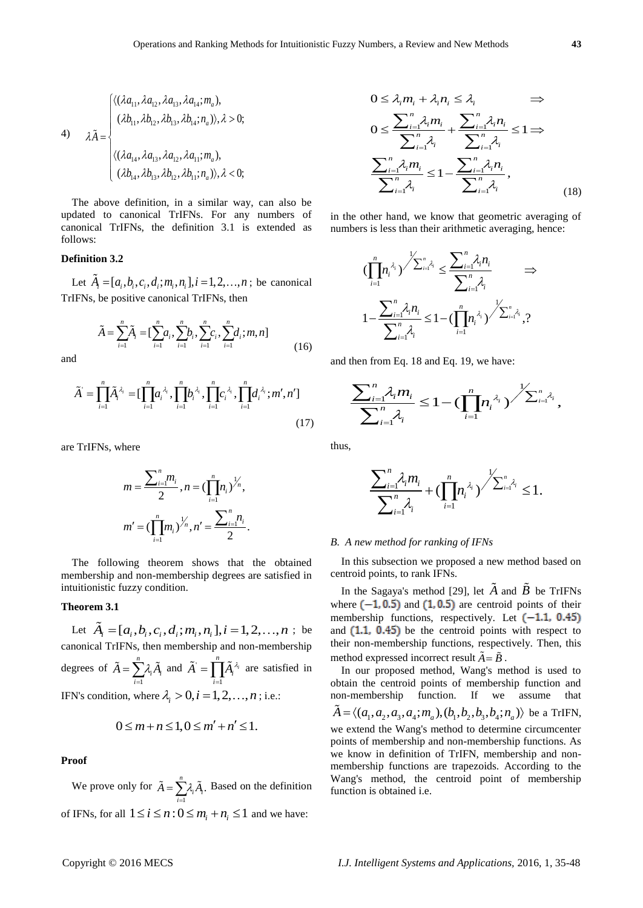4) $$\lambda \tilde{A} = \begin{cases} \langle(\lambda a_{11}, \lambda a_{12}, \lambda a_{13}, \lambda a_{14}; m_a), \\ \quad (\lambda b_{11}, \lambda b_{12}, \lambda b_{13}, \lambda b_{14}; n_a)\rangle, \lambda > 0; \\ \\ \langle(\lambda a_{14}, \lambda a_{13}, \lambda a_{12}, \lambda a_{11}; m_a), \\ \quad (\lambda b_{14}, \lambda b_{13}, \lambda b_{12}, \lambda b_{11}; n_a)\rangle, \lambda < 0; \end{cases}$$

The above definition, in a similar way, can also be updated to canonical TrIFNs. For any numbers of canonical TrIFNs, the definition 3.1 is extended as follows:

**Definition 3.2**

Let $\tilde{A}_i = [a_i, b_i, c_i, d_i; m_i, n_i], i = 1, 2, \ldots, n$ ; be canonical TrIFNs, be positive canonical TrIFNs, then

$$\tilde{A} = \sum_{i=1}^{n} \tilde{A}_i = [\sum_{i=1}^{n} a_i, \sum_{i=1}^{n} b_i, \sum_{i=1}^{n} c_i, \sum_{i=1}^{n} d_i; m, n] \tag{16}$$

and

$$\tilde{A}' = \prod_{i=1}^{n} \tilde{A}_i^{\lambda_i} = [\prod_{i=1}^{n} a_i^{\lambda_i}, \prod_{i=1}^{n} b_i^{\lambda_i}, \prod_{i=1}^{n} c_i^{\lambda_i}, \prod_{i=1}^{n} d_i^{\lambda_i}; m', n'] \tag{17}$$

are TrIFNs, where

$$m = \frac{\sum_{i=1}^{n} m_i}{2}, n = (\prod_{i=1}^{n} n_i)^{1/n},$$
$$m' = (\prod_{i=1}^{n} m_i)^{1/n}, n' = \frac{\sum_{i=1}^{n} n_i}{2}.$$

The following theorem shows that the obtained membership and non-membership degrees are satisfied in intuitionistic fuzzy condition.

**Theorem 3.1**

Let $\tilde{A}_i = [a_i, b_i, c_i, d_i; m_i, n_i], i = 1, 2, \ldots, n$ ; be canonical TrIFNs, then membership and non-membership degrees of $\tilde{A} = \sum_{i=1}^{n} \lambda_i \tilde{A}_i$ and $\tilde{A}' = \prod_{i=1}^{n} \tilde{A}_i^{\lambda_i}$ are satisfied in IFN's condition, where $\lambda_i > 0, i = 1, 2, \ldots, n$ ; i.e.:

$$0 \le m + n \le 1, 0 \le m' + n' \le 1.$$

**Proof**

We prove only for $\tilde{A} = \sum_{i=1}^{n} \lambda_i \tilde{A}_i$. Based on the definition of IFNs, for all $1 \le i \le n : 0 \le m_i + n_i \le 1$ and we have:

$$0 \le \lambda_i m_i + \lambda_i n_i \le \lambda_i \quad \Rightarrow$$
$$0 \le \frac{\sum_{i=1}^{n} \lambda_i m_i}{\sum_{i=1}^{n} \lambda_i} + \frac{\sum_{i=1}^{n} \lambda_i n_i}{\sum_{i=1}^{n} \lambda_i} \le 1 \Rightarrow$$
$$\frac{\sum_{i=1}^{n} \lambda_i m_i}{\sum_{i=1}^{n} \lambda_i} \le 1 - \frac{\sum_{i=1}^{n} \lambda_i n_i}{\sum_{i=1}^{n} \lambda_i}, \tag{18}$$

in the other hand, we know that geometric averaging of numbers is less than their arithmetic averaging, hence:

$$(\prod_{i=1}^{n} n_i^{\lambda_i})^{1/\sum_{i=1}^{n} \lambda_i} \le \frac{\sum_{i=1}^{n} \lambda_i n_i}{\sum_{i=1}^{n} \lambda_i} \quad \Rightarrow$$
$$1 - \frac{\sum_{i=1}^{n} \lambda_i n_i}{\sum_{i=1}^{n} \lambda_i} \le 1 - (\prod_{i=1}^{n} n_i^{\lambda_i})^{1/\sum_{i=1}^{n} \lambda_i}, ?$$

and then from Eq. 18 and Eq. 19, we have:

$$\frac{\sum_{i=1}^{n} \lambda_i m_i}{\sum_{i=1}^{n} \lambda_i} \le 1 - (\prod_{i=1}^{n} n_i^{\lambda_i})^{1/\sum_{i=1}^{n} \lambda_i},$$

thus,

$$\frac{\sum_{i=1}^{n} \lambda_i m_i}{\sum_{i=1}^{n} \lambda_i} + (\prod_{i=1}^{n} n_i^{\lambda_i})^{1/\sum_{i=1}^{n} \lambda_i} \le 1.$$

### *B. A new method for ranking of IFNs*

In this subsection we proposed a new method based on centroid points, to rank IFNs.

In the Sagaya's method [29], let $\tilde{A}$ and $\tilde{B}$ be TrIFNs where $(-1, 0.5)$ and $(1, 0.5)$ are centroid points of their membership functions, respectively. Let $(-1.1, 0.45)$ and $(1.1, 0.45)$ be the centroid points with respect to their non-membership functions, respectively. Then, this method expressed incorrect result $\tilde{A} = \tilde{B}$.

In our proposed method, Wang's method is used to obtain the centroid points of membership function and non-membership function. If we assume that $\tilde{A} = \langle(a_1, a_2, a_3, a_4; m_a), (b_1, b_2, b_3, b_4; n_a)\rangle$ be a TrIFN, we extend the Wang's method to determine circumcenter points of membership and non-membership functions. As we know in definition of TrIFN, membership and non-membership functions are trapezoids. According to the Wang's method, the centroid point of membership function is obtained i.e.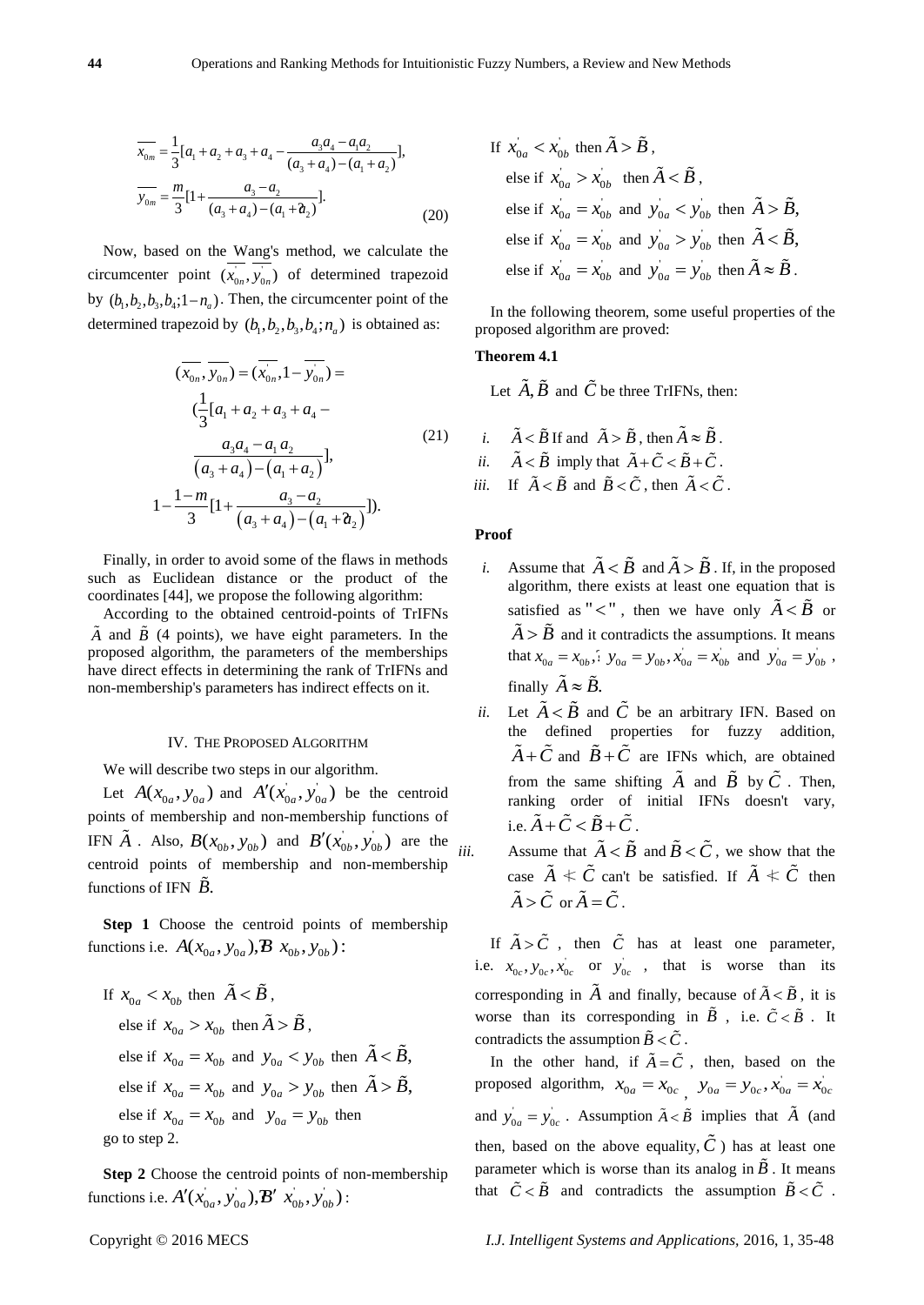$$\overline{x_{0m}} = \frac{1}{3}[a_1 + a_2 + a_3 + a_4 - \frac{a_3 a_4 - a_1 a_2}{(a_3 + a_4) - (a_1 + a_2)}],$$
$$\overline{y_{0m}} = \frac{m}{3}[1 + \frac{a_3 - a_2}{(a_3 + a_4) - (a_1 + a_2)}]. \tag{20}$$

Now, based on the Wang's method, we calculate the circumcenter point $(\overline{x'_{0n}}, \overline{y'_{0n}})$ of determined trapezoid by $(b_1, b_2, b_3, b_4; 1-n_a)$. Then, the circumcenter point of the determined trapezoid by $(b_1, b_2, b_3, b_4; n_a)$ is obtained as:

$$(\overline{x_{0n}}, \overline{y_{0n}}) = (\overline{x'_{0n}}, 1 - \overline{y'_{0n}}) = (\frac{1}{3}[a_1 + a_2 + a_3 + a_4 - \frac{a_3 a_4 - a_1 a_2}{(a_3 + a_4) - (a_1 + a_2)}], 1 - \frac{1-m}{3}[1 + \frac{a_3 - a_2}{(a_3 + a_4) - (a_1 + a_2)}]). \tag{21}$$

Finally, in order to avoid some of the flaws in methods such as Euclidean distance or the product of the coordinates [44], we propose the following algorithm:

According to the obtained centroid-points of TrIFNs $\tilde{A}$ and $\tilde{B}$ (4 points), we have eight parameters. In the proposed algorithm, the parameters of the memberships have direct effects in determining the rank of TrIFNs and non-membership's parameters has indirect effects on it.

## IV. The Proposed Algorithm

We will describe two steps in our algorithm.

Let $A(x_{0a}, y_{0a})$ and $A'(x'_{0a}, y'_{0a})$ be the centroid points of membership and non-membership functions of IFN $\tilde{A}$. Also, $B(x_{0b}, y_{0b})$ and $B'(x'_{0b}, y'_{0b})$ are the centroid points of membership and non-membership functions of IFN $\tilde{B}$.

**Step 1** Choose the centroid points of membership functions i.e. $A(x_{0a}, y_{0a}), B(x_{0b}, y_{0b})$:

If $x_{0a} < x_{0b}$ then $\tilde{A} < \tilde{B}$,
 else if $x_{0a} > x_{0b}$ then $\tilde{A} > \tilde{B}$,
 else if $x_{0a} = x_{0b}$ and $y_{0a} < y_{0b}$ then $\tilde{A} < \tilde{B}$,
 else if $x_{0a} = x_{0b}$ and $y_{0a} > y_{0b}$ then $\tilde{A} > \tilde{B}$,
 else if $x_{0a} = x_{0b}$ and $y_{0a} = y_{0b}$ then
go to step 2.

**Step 2** Choose the centroid points of non-membership functions i.e. $A'(x'_{0a}, y'_{0a}), B'(x'_{0b}, y'_{0b})$:

If $x'_{0a} < x'_{0b}$ then $\tilde{A} > \tilde{B}$,
 else if $x'_{0a} > x'_{0b}$ then $\tilde{A} < \tilde{B}$,
 else if $x'_{0a} = x'_{0b}$ and $y'_{0a} < y'_{0b}$ then $\tilde{A} > \tilde{B}$,
 else if $x'_{0a} = x'_{0b}$ and $y'_{0a} > y'_{0b}$ then $\tilde{A} < \tilde{B}$,
 else if $x'_{0a} = x'_{0b}$ and $y'_{0a} = y'_{0b}$ then $\tilde{A} \approx \tilde{B}$.

In the following theorem, some useful properties of the proposed algorithm are proved:

**Theorem 4.1**

Let $\tilde{A}, \tilde{B}$ and $\tilde{C}$ be three TrIFNs, then:

*i.* $\tilde{A} < \tilde{B}$ If and $\tilde{A} > \tilde{B}$, then $\tilde{A} \approx \tilde{B}$.
*ii.* $\tilde{A} < \tilde{B}$ imply that $\tilde{A} + \tilde{C} < \tilde{B} + \tilde{C}$.
*iii.* If $\tilde{A} < \tilde{B}$ and $\tilde{B} < \tilde{C}$, then $\tilde{A} < \tilde{C}$.

**Proof**

*i.* Assume that $\tilde{A} < \tilde{B}$ and $\tilde{A} > \tilde{B}$. If, in the proposed algorithm, there exists at least one equation that is satisfied as "$<$", then we have only $\tilde{A} < \tilde{B}$ or $\tilde{A} > \tilde{B}$ and it contradicts the assumptions. It means that $x_{0a} = x_{0b}$, $y_{0a} = y_{0b}$, $x'_{0a} = x'_{0b}$ and $y'_{0a} = y'_{0b}$, finally $\tilde{A} \approx \tilde{B}$.

*ii.* Let $\tilde{A} < \tilde{B}$ and $\tilde{C}$ be an arbitrary IFN. Based on the defined properties for fuzzy addition, $\tilde{A} + \tilde{C}$ and $\tilde{B} + \tilde{C}$ are IFNs which, are obtained from the same shifting $\tilde{A}$ and $\tilde{B}$ by $\tilde{C}$. Then, ranking order of initial IFNs doesn't vary, i.e. $\tilde{A} + \tilde{C} < \tilde{B} + \tilde{C}$.

*iii.* Assume that $\tilde{A} < \tilde{B}$ and $\tilde{B} < \tilde{C}$, we show that the case $\tilde{A} \nless \tilde{C}$ can't be satisfied. If $\tilde{A} \nless \tilde{C}$ then $\tilde{A} > \tilde{C}$ or $\tilde{A} = \tilde{C}$.

If $\tilde{A} > \tilde{C}$, then $\tilde{C}$ has at least one parameter, i.e. $x_{0c}, y_{0c}, x'_{0c}$ or $y'_{0c}$, that is worse than its corresponding in $\tilde{A}$ and finally, because of $\tilde{A} < \tilde{B}$, it is worse than its corresponding in $\tilde{B}$, i.e. $\tilde{C} < \tilde{B}$. It contradicts the assumption $\tilde{B} < \tilde{C}$.

In the other hand, if $\tilde{A} = \tilde{C}$, then, based on the proposed algorithm, $x_{0a} = x_{0c}$, $y_{0a} = y_{0c}$, $x'_{0a} = x'_{0c}$ and $y'_{0a} = y'_{0c}$. Assumption $\tilde{A} < \tilde{B}$ implies that $\tilde{A}$ (and then, based on the above equality, $\tilde{C}$) has at least one parameter which is worse than its analog in $\tilde{B}$. It means that $\tilde{C} < \tilde{B}$ and contradicts the assumption $\tilde{B} < \tilde{C}$.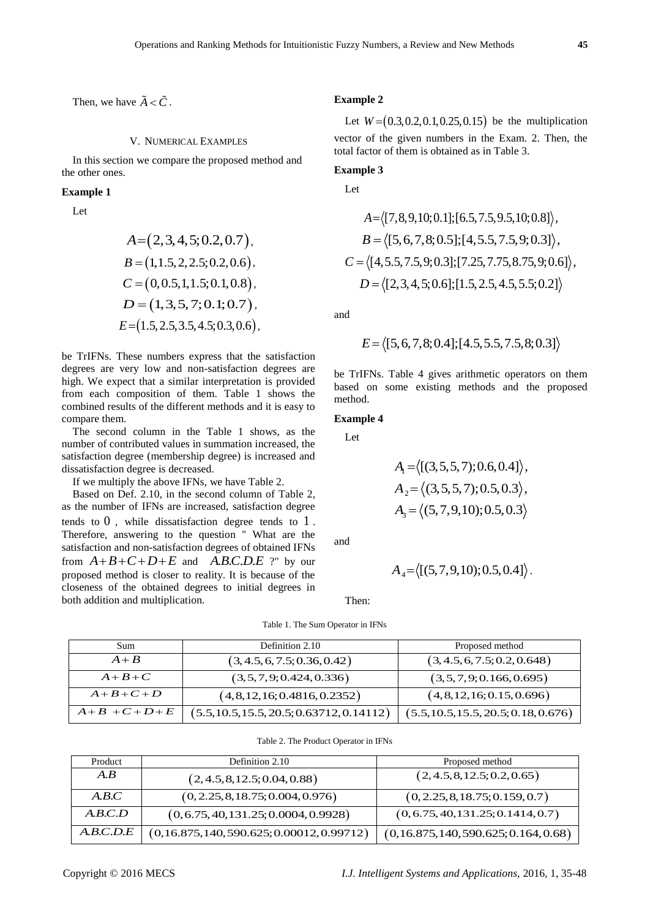Then, we have $\tilde{A} < \tilde{C}$.

## V. Numerical Examples

In this section we compare the proposed method and the other ones.

**Example 1**

Let

$$A = (2, 3, 4, 5; 0.2, 0.7),$$
$$B = (1, 1.5, 2, 2.5; 0.2, 0.6),$$
$$C = (0, 0.5, 1, 1.5; 0.1, 0.8),$$
$$D = (1, 3, 5, 7; 0.1; 0.7),$$
$$E = (1.5, 2.5, 3.5, 4.5; 0.3, 0.6),$$

be TrIFNs. These numbers express that the satisfaction degrees are very low and non-satisfaction degrees are high. We expect that a similar interpretation is provided from each composition of them. Table 1 shows the combined results of the different methods and it is easy to compare them.

The second column in the Table 1 shows, as the number of contributed values in summation increased, the satisfaction degree (membership degree) is increased and dissatisfaction degree is decreased.

If we multiply the above IFNs, we have Table 2.

Based on Def. 2.10, in the second column of Table 2, as the number of IFNs are increased, satisfaction degree tends to $0$, while dissatisfaction degree tends to $1$. Therefore, answering to the question " What are the satisfaction and non-satisfaction degrees of obtained IFNs from $A+B+C+D+E$ and $A.B.C.D.E$ ?" by our proposed method is closer to reality. It is because of the closeness of the obtained degrees to initial degrees in both addition and multiplication.

**Example 2**

Let $W = (0.3, 0.2, 0.1, 0.25, 0.15)$ be the multiplication vector of the given numbers in the Exam. 2. Then, the total factor of them is obtained as in Table 3.

**Example 3**

Let

$$A = \langle [7, 8, 9, 10; 0.1]; [6.5, 7.5, 9.5, 10; 0.8] \rangle,$$
$$B = \langle [5, 6, 7, 8; 0.5]; [4, 5.5, 7.5, 9; 0.3] \rangle,$$
$$C = \langle [4, 5.5, 7.5, 9; 0.3]; [7.25, 7.75, 8.75, 9; 0.6] \rangle,$$
$$D = \langle [2, 3, 4, 5; 0.6]; [1.5, 2.5, 4.5, 5.5; 0.2] \rangle$$

and

$$E = \langle [5, 6, 7, 8; 0.4]; [4.5, 5.5, 7.5, 8; 0.3] \rangle$$

be TrIFNs. Table 4 gives arithmetic operators on them based on some existing methods and the proposed method.

**Example 4**

Let

$$A_1 = \langle [(3, 5, 5, 7); 0.6, 0.4] \rangle,$$
$$A_2 = \langle (3, 5, 5, 7); 0.5, 0.3 \rangle,$$
$$A_3 = \langle (5, 7, 9, 10); 0.5, 0.3 \rangle$$

and

$$A_4 = \langle [(5, 7, 9, 10); 0.5, 0.4] \rangle.$$

Then:

Table 1. The Sum Operator in IFNs

| Sum | Definition 2.10 | Proposed method |
|---|---|---|
| $A+B$ | $(3, 4.5, 6, 7.5; 0.36, 0.42)$ | $(3, 4.5, 6, 7.5; 0.2, 0.648)$ |
| $A+B+C$ | $(3, 5, 7, 9; 0.424, 0.336)$ | $(3, 5, 7, 9; 0.166, 0.695)$ |
| $A+B+C+D$ | $(4, 8, 12, 16; 0.4816, 0.2352)$ | $(4, 8, 12, 16; 0.15, 0.696)$ |
| $A+B+C+D+E$ | $(5.5, 10.5, 15.5, 20.5; 0.63712, 0.14112)$ | $(5.5, 10.5, 15.5, 20.5; 0.18, 0.676)$ |

Table 2. The Product Operator in IFNs

| Product | Definition 2.10 | Proposed method |
|---|---|---|
| $A.B$ | $(2, 4.5, 8, 12.5; 0.04, 0.88)$ | $(2, 4.5, 8, 12.5; 0.2, 0.65)$ |
| $A.B.C$ | $(0, 2.25, 8, 18.75; 0.004, 0.976)$ | $(0, 2.25, 8, 18.75; 0.159, 0.7)$ |
| $A.B.C.D$ | $(0, 6.75, 40, 131.25; 0.0004, 0.9928)$ | $(0, 6.75, 40, 131.25; 0.1414, 0.7)$ |
| $A.B.C.D.E$ | $(0, 16.875, 140, 590.625; 0.00012, 0.99712)$ | $(0, 16.875, 140, 590.625; 0.164, 0.68)$ |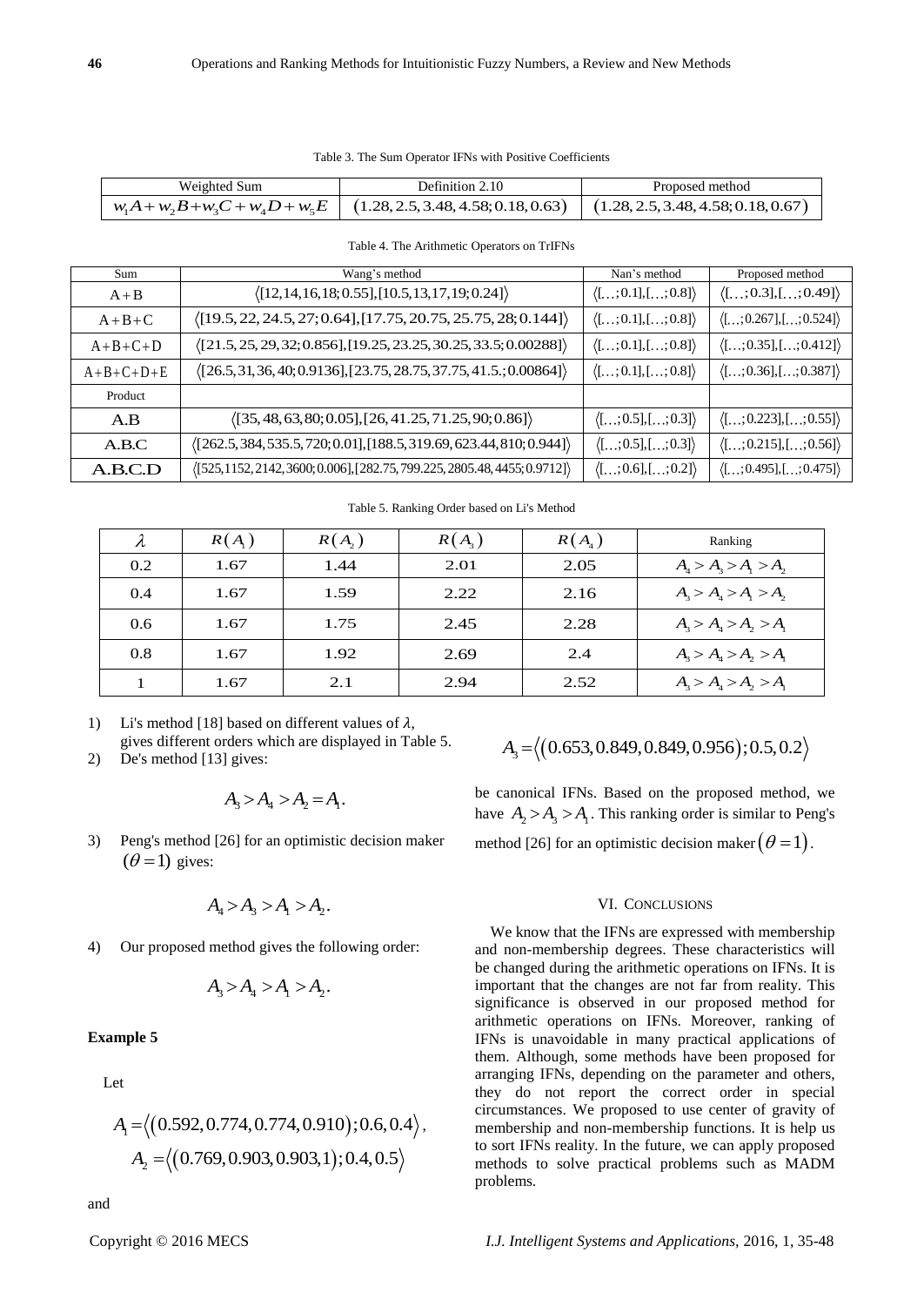Table 3. The Sum Operator IFNs with Positive Coefficients

| Weighted Sum | Definition 2.10 | Proposed method |
|---|---|---|
| $w_1 A + w_2 B + w_3 C + w_4 D + w_5 E$ | $(1.28, 2.5, 3.48, 4.58; 0.18, 0.63)$ | $(1.28, 2.5, 3.48, 4.58; 0.18, 0.67)$ |

Table 4. The Arithmetic Operators on TrIFNs

| Sum | Wang's method | Nan's method | Proposed method |
|---|---|---|---|
| $A+B$ | $\langle[12,14,16,18;0.55],[10.5,13,17,19;0.24]\rangle$ | $\langle[\ldots;0.1],[\ldots;0.8]\rangle$ | $\langle[\ldots;0.3],[\ldots;0.49]\rangle$ |
| $A+B+C$ | $\langle[19.5,22,24.5,27;0.64],[17.75,20.75,25.75,28;0.144]\rangle$ | $\langle[\ldots;0.1],[\ldots;0.8]\rangle$ | $\langle[\ldots;0.267],[\ldots;0.524]\rangle$ |
| $A+B+C+D$ | $\langle[21.5,25,29,32;0.856],[19.25,23.25,30.25,33.5;0.00288]\rangle$ | $\langle[\ldots;0.1],[\ldots;0.8]\rangle$ | $\langle[\ldots;0.35],[\ldots;0.412]\rangle$ |
| $A+B+C+D+E$ | $\langle[26.5,31,36,40;0.9136],[23.75,28.75,37.75,41.5.;0.00864]\rangle$ | $\langle[\ldots;0.1],[\ldots;0.8]\rangle$ | $\langle[\ldots;0.36],[\ldots;0.387]\rangle$ |
| Product | | | |
| $A.B$ | $\langle[35,48,63,80;0.05],[26,41.25,71.25,90;0.86]\rangle$ | $\langle[\ldots;0.5],[\ldots;0.3]\rangle$ | $\langle[\ldots;0.223],[\ldots;0.55]\rangle$ |
| $A.B.C$ | $\langle[262.5,384,535.5,720;0.01],[188.5,319.69,623.44,810;0.944]\rangle$ | $\langle[\ldots;0.5],[\ldots;0.3]\rangle$ | $\langle[\ldots;0.215],[\ldots;0.56]\rangle$ |
| $A.B.C.D$ | $\langle[525,1152,2142,3600;0.006],[282.75,799.225,2805.48,4455;0.9712]\rangle$ | $\langle[\ldots;0.6],[\ldots;0.2]\rangle$ | $\langle[\ldots;0.495],[\ldots;0.475]\rangle$ |

Table 5. Ranking Order based on Li's Method

| $\lambda$ | $R(A_1)$ | $R(A_2)$ | $R(A_3)$ | $R(A_4)$ | Ranking |
|---|---|---|---|---|---|
| 0.2 | 1.67 | 1.44 | 2.01 | 2.05 | $A_4 > A_3 > A_1 > A_2$ |
| 0.4 | 1.67 | 1.59 | 2.22 | 2.16 | $A_3 > A_4 > A_1 > A_2$ |
| 0.6 | 1.67 | 1.75 | 2.45 | 2.28 | $A_3 > A_4 > A_2 > A_1$ |
| 0.8 | 1.67 | 1.92 | 2.69 | 2.4 | $A_3 > A_4 > A_2 > A_1$ |
| 1 | 1.67 | 2.1 | 2.94 | 2.52 | $A_3 > A_4 > A_2 > A_1$ |

1) Li's method [18] based on different values of $\lambda$, gives different orders which are displayed in Table 5.
2) De's method [13] gives:

$$A_3 > A_4 > A_2 = A_1.$$

3) Peng's method [26] for an optimistic decision maker $(\theta = 1)$ gives:

$$A_4 > A_3 > A_1 > A_2.$$

4) Our proposed method gives the following order:

$$A_3 > A_4 > A_1 > A_2.$$

**Example 5**

Let

$$A_1 = \langle (0.592, 0.774, 0.774, 0.910); 0.6, 0.4 \rangle,$$
$$A_2 = \langle (0.769, 0.903, 0.903, 1); 0.4, 0.5 \rangle$$

and

$$A_3 = \langle (0.653, 0.849, 0.849, 0.956); 0.5, 0.2 \rangle$$

be canonical IFNs. Based on the proposed method, we have $A_2 > A_3 > A_1$. This ranking order is similar to Peng's method [26] for an optimistic decision maker $(\theta = 1)$.

## VI. Conclusions

We know that the IFNs are expressed with membership and non-membership degrees. These characteristics will be changed during the arithmetic operations on IFNs. It is important that the changes are not far from reality. This significance is observed in our proposed method for arithmetic operations on IFNs. Moreover, ranking of IFNs is unavoidable in many practical applications of them. Although, some methods have been proposed for arranging IFNs, depending on the parameter and others, they do not report the correct order in special circumstances. We proposed to use center of gravity of membership and non-membership functions. It is help us to sort IFNs reality. In the future, we can apply proposed methods to solve practical problems such as MADM problems.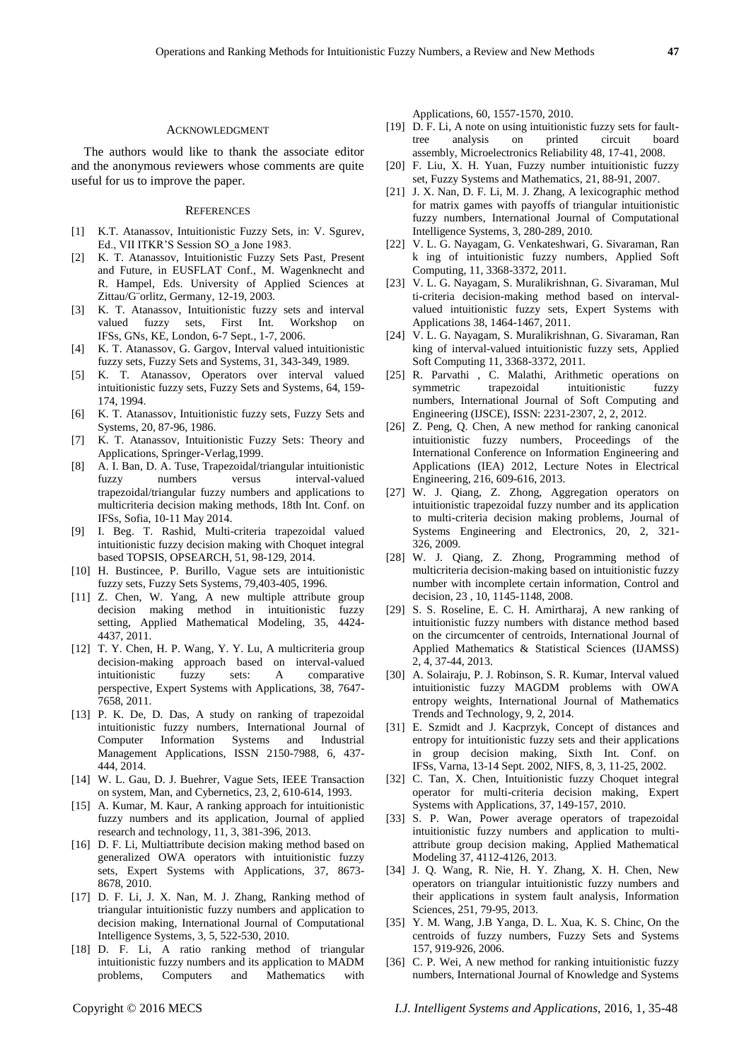### ACKNOWLEDGMENT

The authors would like to thank the associate editor and the anonymous reviewers whose comments are quite useful for us to improve the paper.

### REFERENCES

[1] K.T. Atanassov, Intuitionistic Fuzzy Sets, in: V. Sgurev, Ed., VII ITKR'S Session SO_a Jone 1983.

[2] K. T. Atanassov, Intuitionistic Fuzzy Sets Past, Present and Future, in EUSFLAT Conf., M. Wagenknecht and R. Hampel, Eds. University of Applied Sciences at Zittau/G¨orlitz, Germany, 12-19, 2003.

[3] K. T. Atanassov, Intuitionistic fuzzy sets and interval valued fuzzy sets, First Int. Workshop on IFSs, GNs, KE, London, 6-7 Sept., 1-7, 2006.

[4] K. T. Atanassov, G. Gargov, Interval valued intuitionistic fuzzy sets, Fuzzy Sets and Systems, 31, 343-349, 1989.

[5] K. T. Atanassov, Operators over interval valued intuitionistic fuzzy sets, Fuzzy Sets and Systems, 64, 159-174, 1994.

[6] K. T. Atanassov, Intuitionistic fuzzy sets, Fuzzy Sets and Systems, 20, 87-96, 1986.

[7] K. T. Atanassov, Intuitionistic Fuzzy Sets: Theory and Applications, Springer-Verlag,1999.

[8] A. I. Ban, D. A. Tuse, Trapezoidal/triangular intuitionistic fuzzy numbers versus interval-valued trapezoidal/triangular fuzzy numbers and applications to multicriteria decision making methods, 18th Int. Conf. on IFSs, Sofia, 10-11 May 2014.

[9] I. Beg. T. Rashid, Multi-criteria trapezoidal valued intuitionistic fuzzy decision making with Choquet integral based TOPSIS, OPSEARCH, 51, 98-129, 2014.

[10] H. Bustincee, P. Burillo, Vague sets are intuitionistic fuzzy sets, Fuzzy Sets Systems, 79,403-405, 1996.

[11] Z. Chen, W. Yang, A new multiple attribute group decision making method in intuitionistic fuzzy setting, Applied Mathematical Modeling, 35, 4424-4437, 2011.

[12] T. Y. Chen, H. P. Wang, Y. Y. Lu, A multicriteria group decision-making approach based on interval-valued intuitionistic fuzzy sets: A comparative perspective, Expert Systems with Applications, 38, 7647-7658, 2011.

[13] P. K. De, D. Das, A study on ranking of trapezoidal intuitionistic fuzzy numbers, International Journal of Computer Information Systems and Industrial Management Applications, ISSN 2150-7988, 6, 437-444, 2014.

[14] W. L. Gau, D. J. Buehrer, Vague Sets, IEEE Transaction on system, Man, and Cybernetics, 23, 2, 610-614, 1993.

[15] A. Kumar, M. Kaur, A ranking approach for intuitionistic fuzzy numbers and its application, Journal of applied research and technology, 11, 3, 381-396, 2013.

[16] D. F. Li, Multiattribute decision making method based on generalized OWA operators with intuitionistic fuzzy sets, Expert Systems with Applications, 37, 8673-8678, 2010.

[17] D. F. Li, J. X. Nan, M. J. Zhang, Ranking method of triangular intuitionistic fuzzy numbers and application to decision making, International Journal of Computational Intelligence Systems, 3, 5, 522-530, 2010.

[18] D. F. Li, A ratio ranking method of triangular intuitionistic fuzzy numbers and its application to MADM problems, Computers and Mathematics with Applications, 60, 1557-1570, 2010.

[19] D. F. Li, A note on using intuitionistic fuzzy sets for fault-tree analysis on printed circuit board assembly, Microelectronics Reliability 48, 17-41, 2008.

[20] F. Liu, X. H. Yuan, Fuzzy number intuitionistic fuzzy set, Fuzzy Systems and Mathematics, 21, 88-91, 2007.

[21] J. X. Nan, D. F. Li, M. J. Zhang, A lexicographic method for matrix games with payoffs of triangular intuitionistic fuzzy numbers, International Journal of Computational Intelligence Systems, 3, 280-289, 2010.

[22] V. L. G. Nayagam, G. Venkateshwari, G. Sivaraman, Ran k ing of intuitionistic fuzzy numbers, Applied Soft Computing, 11, 3368-3372, 2011.

[23] V. L. G. Nayagam, S. Muralikrishnan, G. Sivaraman, Mul ti-criteria decision-making method based on interval-valued intuitionistic fuzzy sets, Expert Systems with Applications 38, 1464-1467, 2011.

[24] V. L. G. Nayagam, S. Muralikrishnan, G. Sivaraman, Ran king of interval-valued intuitionistic fuzzy sets, Applied Soft Computing 11, 3368-3372, 2011.

[25] R. Parvathi , C. Malathi, Arithmetic operations on symmetric trapezoidal intuitionistic fuzzy numbers, International Journal of Soft Computing and Engineering (IJSCE), ISSN: 2231-2307, 2, 2, 2012.

[26] Z. Peng, Q. Chen, A new method for ranking canonical intuitionistic fuzzy numbers, Proceedings of the International Conference on Information Engineering and Applications (IEA) 2012, Lecture Notes in Electrical Engineering, 216, 609-616, 2013.

[27] W. J. Qiang, Z. Zhong, Aggregation operators on intuitionistic trapezoidal fuzzy number and its application to multi-criteria decision making problems, Journal of Systems Engineering and Electronics, 20, 2, 321-326, 2009.

[28] W. J. Qiang, Z. Zhong, Programming method of multicriteria decision-making based on intuitionistic fuzzy number with incomplete certain information, Control and decision, 23 , 10, 1145-1148, 2008.

[29] S. S. Roseline, E. C. H. Amirtharaj, A new ranking of intuitionistic fuzzy numbers with distance method based on the circumcenter of centroids, International Journal of Applied Mathematics & Statistical Sciences (IJAMSS) 2, 4, 37-44, 2013.

[30] A. Solairaju, P. J. Robinson, S. R. Kumar, Interval valued intuitionistic fuzzy MAGDM problems with OWA entropy weights, International Journal of Mathematics Trends and Technology, 9, 2, 2014.

[31] E. Szmidt and J. Kacprzyk, Concept of distances and entropy for intuitionistic fuzzy sets and their applications in group decision making, Sixth Int. Conf. on IFSs, Varna, 13-14 Sept. 2002, NIFS, 8, 3, 11-25, 2002.

[32] C. Tan, X. Chen, Intuitionistic fuzzy Choquet integral operator for multi-criteria decision making, Expert Systems with Applications, 37, 149-157, 2010.

[33] S. P. Wan, Power average operators of trapezoidal intuitionistic fuzzy numbers and application to multi-attribute group decision making, Applied Mathematical Modeling 37, 4112-4126, 2013.

[34] J. Q. Wang, R. Nie, H. Y. Zhang, X. H. Chen, New operators on triangular intuitionistic fuzzy numbers and their applications in system fault analysis, Information Sciences, 251, 79-95, 2013.

[35] Y. M. Wang, J.B Yanga, D. L. Xua, K. S. Chinc, On the centroids of fuzzy numbers, Fuzzy Sets and Systems 157, 919-926, 2006.

[36] C. P. Wei, A new method for ranking intuitionistic fuzzy numbers, International Journal of Knowledge and Systems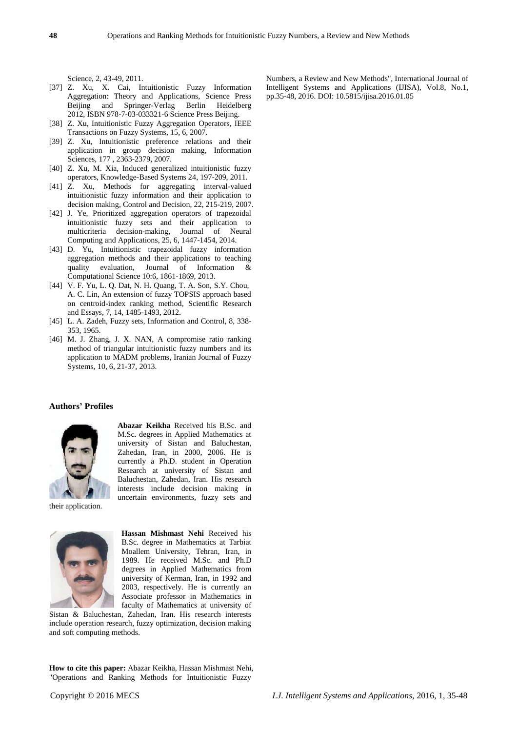Science, 2, 43-49, 2011.

[37] Z. Xu, X. Cai, Intuitionistic Fuzzy Information Aggregation: Theory and Applications, Science Press Beijing and Springer-Verlag Berlin Heidelberg 2012, ISBN 978-7-03-033321-6 Science Press Beijing.

[38] Z. Xu, Intuitionistic Fuzzy Aggregation Operators, IEEE Transactions on Fuzzy Systems, 15, 6, 2007.

[39] Z. Xu, Intuitionistic preference relations and their application in group decision making, Information Sciences, 177 , 2363-2379, 2007.

[40] Z. Xu, M. Xia, Induced generalized intuitionistic fuzzy operators, Knowledge-Based Systems 24, 197-209, 2011.

[41] Z. Xu, Methods for aggregating interval-valued intuitionistic fuzzy information and their application to decision making, Control and Decision, 22, 215-219, 2007.

[42] J. Ye, Prioritized aggregation operators of trapezoidal intuitionistic fuzzy sets and their application to multicriteria decision-making, Journal of Neural Computing and Applications, 25, 6, 1447-1454, 2014.

[43] D. Yu, Intuitionistic trapezoidal fuzzy information aggregation methods and their applications to teaching quality evaluation, Journal of Information & Computational Science 10:6, 1861-1869, 2013.

[44] V. F. Yu, L. Q. Dat, N. H. Quang, T. A. Son, S.Y. Chou, A. C. Lin, An extension of fuzzy TOPSIS approach based on centroid-index ranking method, Scientific Research and Essays, 7, 14, 1485-1493, 2012.

[45] L. A. Zadeh, Fuzzy sets, Information and Control, 8, 338-353, 1965.

[46] M. J. Zhang, J. X. NAN, A compromise ratio ranking method of triangular intuitionistic fuzzy numbers and its application to MADM problems, Iranian Journal of Fuzzy Systems, 10, 6, 21-37, 2013.

### Authors' Profiles

**Abazar Keikha** Received his B.Sc. and M.Sc. degrees in Applied Mathematics at university of Sistan and Baluchestan, Zahedan, Iran, in 2000, 2006. He is currently a Ph.D. student in Operation Research at university of Sistan and Baluchestan, Zahedan, Iran. His research interests include decision making in uncertain environments, fuzzy sets and their application.

**Hassan Mishmast Nehi** Received his B.Sc. degree in Mathematics at Tarbiat Moallem University, Tehran, Iran, in 1989. He received M.Sc. and Ph.D degrees in Applied Mathematics from university of Kerman, Iran, in 1992 and 2003, respectively. He is currently an Associate professor in Mathematics in faculty of Mathematics at university of Sistan & Baluchestan, Zahedan, Iran. His research interests include operation research, fuzzy optimization, decision making and soft computing methods.

**How to cite this paper:** Abazar Keikha, Hassan Mishmast Nehi, "Operations and Ranking Methods for Intuitionistic Fuzzy Numbers, a Review and New Methods", International Journal of Intelligent Systems and Applications (IJISA), Vol.8, No.1, pp.35-48, 2016. DOI: 10.5815/ijisa.2016.01.05